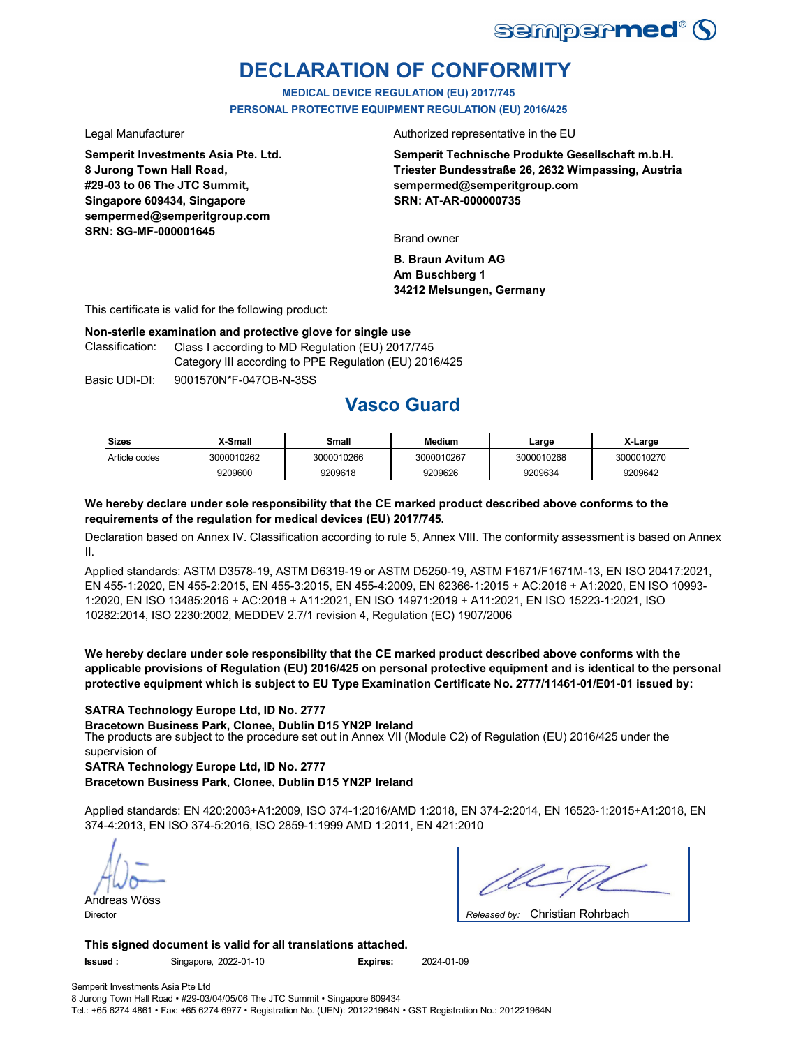sempermed®

# DECLARATION OF CONFORMITY

**MEDICAL DEVICE REGULATION (EU) 2017/745**
**PERSONAL PROTECTIVE EQUIPMENT REGULATION (EU) 2016/425**

Legal Manufacturer

**Semperit Investments Asia Pte. Ltd.**
**8 Jurong Town Hall Road,**
**#29-03 to 06 The JTC Summit,**
**Singapore 609434, Singapore**
**sempermed@semperitgroup.com**
**SRN: SG-MF-000001645**

Authorized representative in the EU

**Semperit Technische Produkte Gesellschaft m.b.H.**
**Triester Bundesstraße 26, 2632 Wimpassing, Austria**
**sempermed@semperitgroup.com**
**SRN: AT-AR-000000735**

Brand owner

**B. Braun Avitum AG**
**Am Buschberg 1**
**34212 Melsungen, Germany**

This certificate is valid for the following product:

**Non-sterile examination and protective glove for single use**

Classification: Class I according to MD Regulation (EU) 2017/745
Category III according to PPE Regulation (EU) 2016/425

Basic UDI-DI: 9001570N*F-047OB-N-3SS

## Vasco Guard

| Sizes | X-Small | Small | Medium | Large | X-Large |
|---|---|---|---|---|---|
| Article codes | 3000010262 | 3000010266 | 3000010267 | 3000010268 | 3000010270 |
| | 9209600 | 9209618 | 9209626 | 9209634 | 9209642 |

**We hereby declare under sole responsibility that the CE marked product described above conforms to the requirements of the regulation for medical devices (EU) 2017/745.**

Declaration based on Annex IV. Classification according to rule 5, Annex VIII. The conformity assessment is based on Annex II.

Applied standards: ASTM D3578-19, ASTM D6319-19 or ASTM D5250-19, ASTM F1671/F1671M-13, EN ISO 20417:2021, EN 455-1:2020, EN 455-2:2015, EN 455-3:2015, EN 455-4:2009, EN 62366-1:2015 + AC:2016 + A1:2020, EN ISO 10993-1:2020, EN ISO 13485:2016 + AC:2018 + A11:2021, EN ISO 14971:2019 + A11:2021, EN ISO 15223-1:2021, ISO 10282:2014, ISO 2230:2002, MEDDEV 2.7/1 revision 4, Regulation (EC) 1907/2006

**We hereby declare under sole responsibility that the CE marked product described above conforms with the applicable provisions of Regulation (EU) 2016/425 on personal protective equipment and is identical to the personal protective equipment which is subject to EU Type Examination Certificate No. 2777/11461-01/E01-01 issued by:**

**SATRA Technology Europe Ltd, ID No. 2777**
**Bracetown Business Park, Clonee, Dublin D15 YN2P Ireland**
The products are subject to the procedure set out in Annex VII (Module C2) of Regulation (EU) 2016/425 under the supervision of
**SATRA Technology Europe Ltd, ID No. 2777**
**Bracetown Business Park, Clonee, Dublin D15 YN2P Ireland**

Applied standards: EN 420:2003+A1:2009, ISO 374-1:2016/AMD 1:2018, EN 374-2:2014, EN 16523-1:2015+A1:2018, EN 374-4:2013, EN ISO 374-5:2016, ISO 2859-1:1999 AMD 1:2011, EN 421:2010

Andreas Wöss
Director

*Released by:* Christian Rohrbach

**This signed document is valid for all translations attached.**

**Issued :** Singapore, 2022-01-10 **Expires:** 2024-01-09

Semperit Investments Asia Pte Ltd
8 Jurong Town Hall Road • #29-03/04/05/06 The JTC Summit • Singapore 609434
Tel.: +65 6274 4861 • Fax: +65 6274 6977 • Registration No. (UEN): 201221964N • GST Registration No.: 201221964N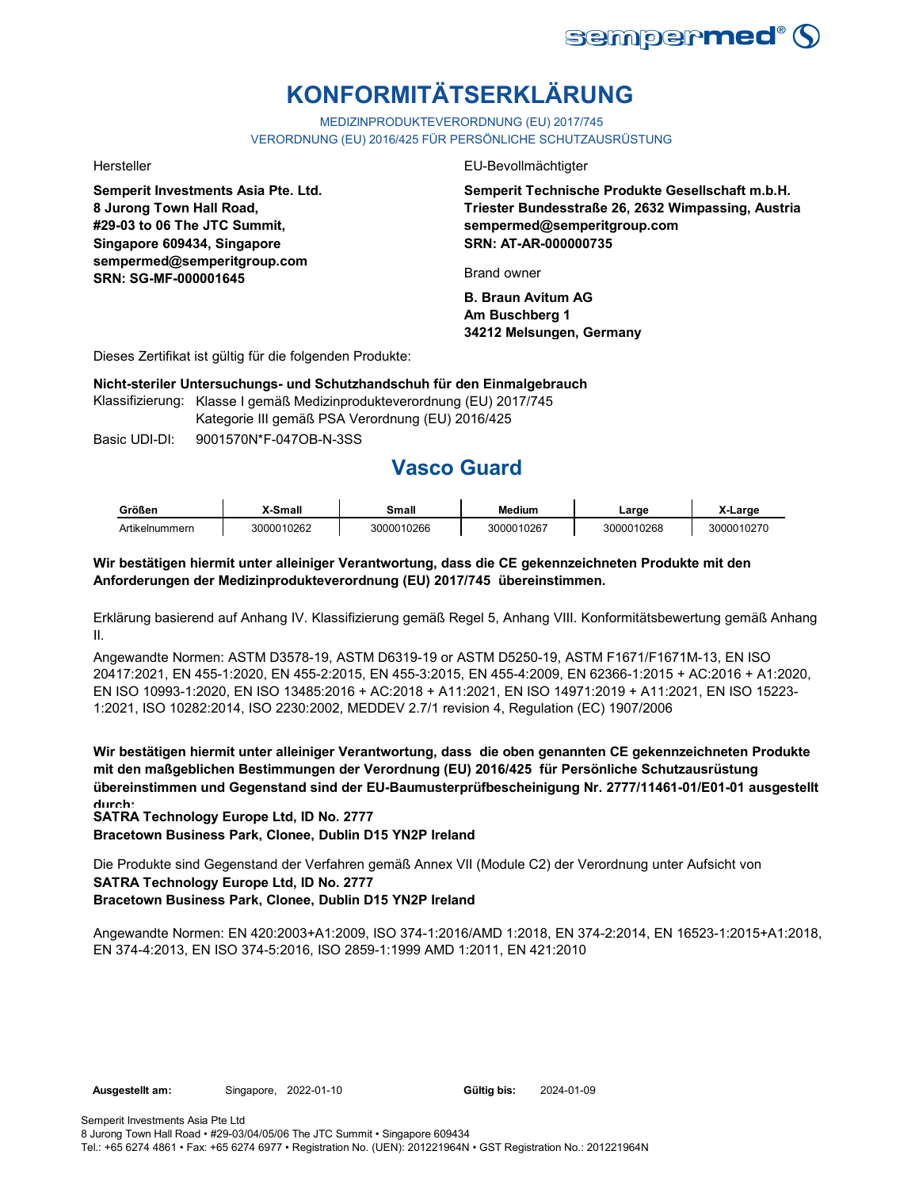# KONFORMITÄTSERKLÄRUNG

MEDIZINPRODUKTEVERORDNUNG (EU) 2017/745
VERORDNUNG (EU) 2016/425 FÜR PERSÖNLICHE SCHUTZAUSRÜSTUNG

Hersteller

**Semperit Investments Asia Pte. Ltd.**
**8 Jurong Town Hall Road,**
**#29-03 to 06 The JTC Summit,**
**Singapore 609434, Singapore**
**sempermed@semperitgroup.com**
**SRN: SG-MF-000001645**

EU-Bevollmächtigter

**Semperit Technische Produkte Gesellschaft m.b.H.**
**Triester Bundesstraße 26, 2632 Wimpassing, Austria**
**sempermed@semperitgroup.com**
**SRN: AT-AR-000000735**

Brand owner

**B. Braun Avitum AG**
**Am Buschberg 1**
**34212 Melsungen, Germany**

Dieses Zertifikat ist gültig für die folgenden Produkte:

**Nicht-steriler Untersuchungs- und Schutzhandschuh für den Einmalgebrauch**

Klassifizierung: Klasse I gemäß Medizinprodukteverordnung (EU) 2017/745
Kategorie III gemäß PSA Verordnung (EU) 2016/425

Basic UDI-DI: 9001570N*F-047OB-N-3SS

## Vasco Guard

| Größen | X-Small | Small | Medium | Large | X-Large |
|---|---|---|---|---|---|
| Artikelnummern | 3000010262 | 3000010266 | 3000010267 | 3000010268 | 3000010270 |

**Wir bestätigen hiermit unter alleiniger Verantwortung, dass die CE gekennzeichneten Produkte mit den Anforderungen der Medizinprodukteverordnung (EU) 2017/745 übereinstimmen.**

Erklärung basierend auf Anhang IV. Klassifizierung gemäß Regel 5, Anhang VIII. Konformitätsbewertung gemäß Anhang II.

Angewandte Normen: ASTM D3578-19, ASTM D6319-19 or ASTM D5250-19, ASTM F1671/F1671M-13, EN ISO 20417:2021, EN 455-1:2020, EN 455-2:2015, EN 455-3:2015, EN 455-4:2009, EN 62366-1:2015 + AC:2016 + A1:2020, EN ISO 10993-1:2020, EN ISO 13485:2016 + AC:2018 + A11:2021, EN ISO 14971:2019 + A11:2021, EN ISO 15223-1:2021, ISO 10282:2014, ISO 2230:2002, MEDDEV 2.7/1 revision 4, Regulation (EC) 1907/2006

**Wir bestätigen hiermit unter alleiniger Verantwortung, dass die oben genannten CE gekennzeichneten Produkte mit den maßgeblichen Bestimmungen der Verordnung (EU) 2016/425 für Persönliche Schutzausrüstung übereinstimmen und Gegenstand sind der EU-Baumusterprüfbescheinigung Nr. 2777/11461-01/E01-01 ausgestellt durch:**
**SATRA Technology Europe Ltd, ID No. 2777**
**Bracetown Business Park, Clonee, Dublin D15 YN2P Ireland**

Die Produkte sind Gegenstand der Verfahren gemäß Annex VII (Module C2) der Verordnung unter Aufsicht von
**SATRA Technology Europe Ltd, ID No. 2777**
**Bracetown Business Park, Clonee, Dublin D15 YN2P Ireland**

Angewandte Normen: EN 420:2003+A1:2009, ISO 374-1:2016/AMD 1:2018, EN 374-2:2014, EN 16523-1:2015+A1:2018, EN 374-4:2013, EN ISO 374-5:2016, ISO 2859-1:1999 AMD 1:2011, EN 421:2010

**Ausgestellt am:** Singapore, 2022-01-10 **Gültig bis:** 2024-01-09

Semperit Investments Asia Pte Ltd
8 Jurong Town Hall Road • #29-03/04/05/06 The JTC Summit • Singapore 609434
Tel.: +65 6274 4861 • Fax: +65 6274 6977 • Registration No. (UEN): 201221964N • GST Registration No.: 201221964N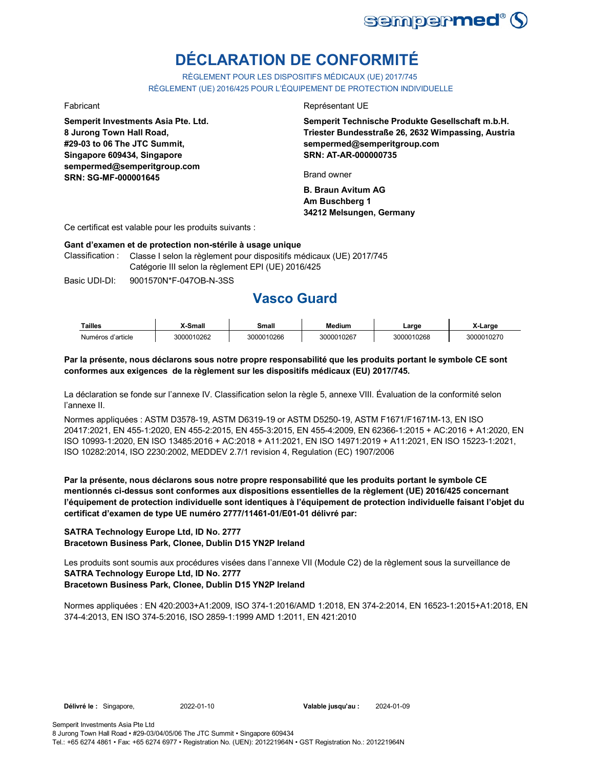# DÉCLARATION DE CONFORMITÉ

RÈGLEMENT POUR LES DISPOSITIFS MÉDICAUX (UE) 2017/745
RÈGLEMENT (UE) 2016/425 POUR L'ÉQUIPEMENT DE PROTECTION INDIVIDUELLE

Fabricant

**Semperit Investments Asia Pte. Ltd.**
**8 Jurong Town Hall Road,**
**#29-03 to 06 The JTC Summit,**
**Singapore 609434, Singapore**
**sempermed@semperitgroup.com**
**SRN: SG-MF-000001645**

Représentant UE

**Semperit Technische Produkte Gesellschaft m.b.H.**
**Triester Bundesstraße 26, 2632 Wimpassing, Austria**
**sempermed@semperitgroup.com**
**SRN: AT-AR-000000735**

Brand owner

**B. Braun Avitum AG**
**Am Buschberg 1**
**34212 Melsungen, Germany**

Ce certificat est valable pour les produits suivants :

**Gant d'examen et de protection non-stérile à usage unique**

Classification : Classe I selon la règlement pour dispositifs médicaux (UE) 2017/745
Catégorie III selon la règlement EPI (UE) 2016/425

Basic UDI-DI: 9001570N*F-047OB-N-3SS

## Vasco Guard

| Tailles | X-Small | Small | Medium | Large | X-Large |
|---|---|---|---|---|---|
| Numéros d'article | 3000010262 | 3000010266 | 3000010267 | 3000010268 | 3000010270 |

**Par la présente, nous déclarons sous notre propre responsabilité que les produits portant le symbole CE sont conformes aux exigences de la règlement sur les dispositifs médicaux (EU) 2017/745.**

La déclaration se fonde sur l'annexe IV. Classification selon la règle 5, annexe VIII. Évaluation de la conformité selon l'annexe II.

Normes appliquées : ASTM D3578-19, ASTM D6319-19 or ASTM D5250-19, ASTM F1671/F1671M-13, EN ISO 20417:2021, EN 455-1:2020, EN 455-2:2015, EN 455-3:2015, EN 455-4:2009, EN 62366-1:2015 + AC:2016 + A1:2020, EN ISO 10993-1:2020, EN ISO 13485:2016 + AC:2018 + A11:2021, EN ISO 14971:2019 + A11:2021, EN ISO 15223-1:2021, ISO 10282:2014, ISO 2230:2002, MEDDEV 2.7/1 revision 4, Regulation (EC) 1907/2006

**Par la présente, nous déclarons sous notre propre responsabilité que les produits portant le symbole CE mentionnés ci-dessus sont conformes aux dispositions essentielles de la règlement (UE) 2016/425 concernant l'équipement de protection individuelle sont identiques à l'équipement de protection individuelle faisant l'objet du certificat d'examen de type UE numéro 2777/11461-01/E01-01 délivré par:**

**SATRA Technology Europe Ltd, ID No. 2777**
**Bracetown Business Park, Clonee, Dublin D15 YN2P Ireland**

Les produits sont soumis aux procédures visées dans l'annexe VII (Module C2) de la règlement sous la surveillance de
**SATRA Technology Europe Ltd, ID No. 2777**
**Bracetown Business Park, Clonee, Dublin D15 YN2P Ireland**

Normes appliquées : EN 420:2003+A1:2009, ISO 374-1:2016/AMD 1:2018, EN 374-2:2014, EN 16523-1:2015+A1:2018, EN 374-4:2013, EN ISO 374-5:2016, ISO 2859-1:1999 AMD 1:2011, EN 421:2010

**Délivré le :** Singapore, 2022-01-10 **Valable jusqu'au :** 2024-01-09

Semperit Investments Asia Pte Ltd
8 Jurong Town Hall Road • #29-03/04/05/06 The JTC Summit • Singapore 609434
Tel.: +65 6274 4861 • Fax: +65 6274 6977 • Registration No. (UEN): 201221964N • GST Registration No.: 201221964N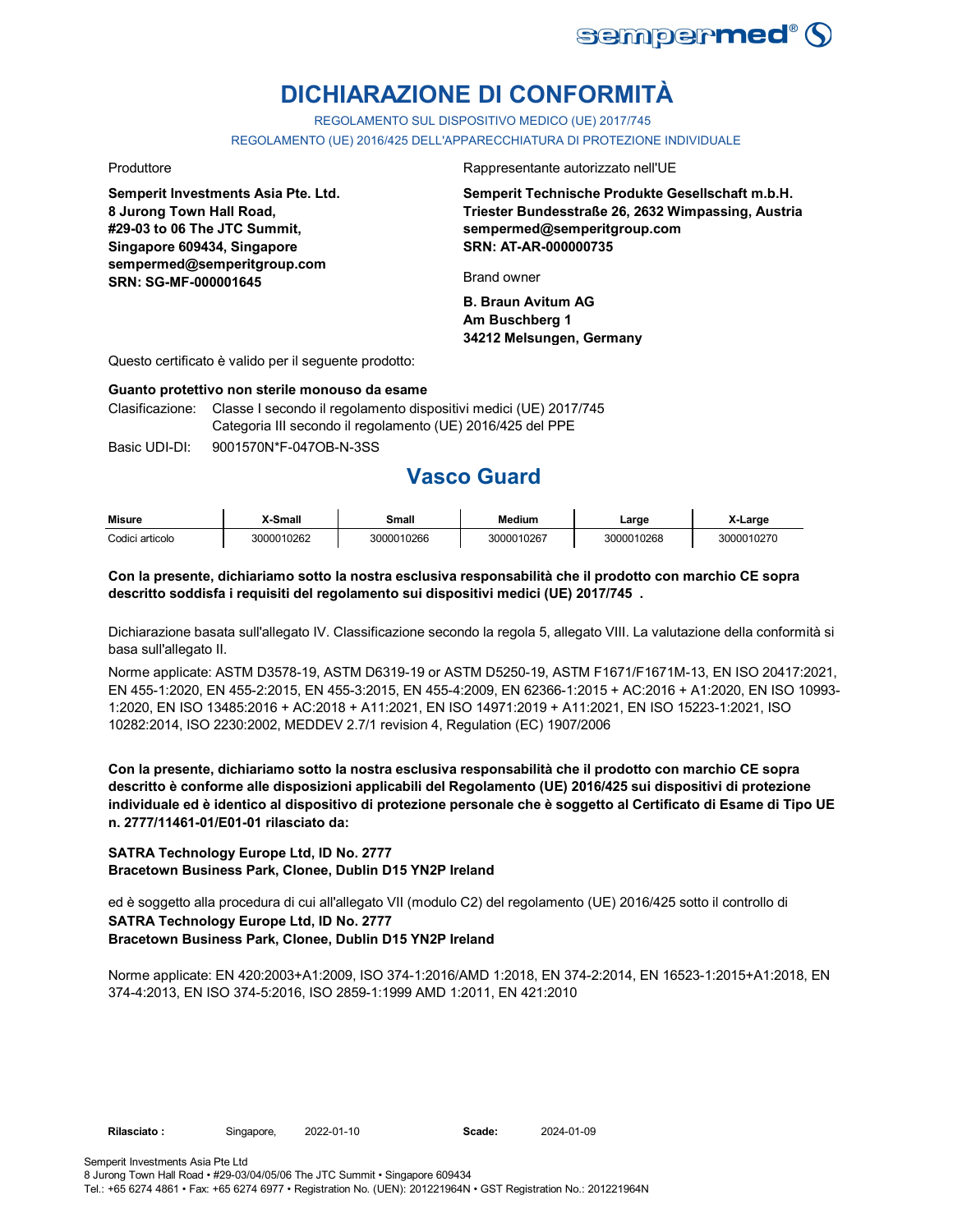# DICHIARAZIONE DI CONFORMITÀ

REGOLAMENTO SUL DISPOSITIVO MEDICO (UE) 2017/745

REGOLAMENTO (UE) 2016/425 DELL'APPARECCHIATURA DI PROTEZIONE INDIVIDUALE

Produttore

**Semperit Investments Asia Pte. Ltd.**
**8 Jurong Town Hall Road,**
**#29-03 to 06 The JTC Summit,**
**Singapore 609434, Singapore**
**sempermed@semperitgroup.com**
**SRN: SG-MF-000001645**

Rappresentante autorizzato nell'UE

**Semperit Technische Produkte Gesellschaft m.b.H.**
**Triester Bundesstraße 26, 2632 Wimpassing, Austria**
**sempermed@semperitgroup.com**
**SRN: AT-AR-000000735**

Brand owner

**B. Braun Avitum AG**
**Am Buschberg 1**
**34212 Melsungen, Germany**

Questo certificato è valido per il seguente prodotto:

**Guanto protettivo non sterile monouso da esame**

Clasificazione: Classe I secondo il regolamento dispositivi medici (UE) 2017/745
Categoria III secondo il regolamento (UE) 2016/425 del PPE

Basic UDI-DI: 9001570N*F-047OB-N-3SS

## Vasco Guard

| Misure | X-Small | Small | Medium | Large | X-Large |
|---|---|---|---|---|---|
| Codici articolo | 3000010262 | 3000010266 | 3000010267 | 3000010268 | 3000010270 |

**Con la presente, dichiariamo sotto la nostra esclusiva responsabilità che il prodotto con marchio CE sopra descritto soddisfa i requisiti del regolamento sui dispositivi medici (UE) 2017/745 .**

Dichiarazione basata sull'allegato IV. Classificazione secondo la regola 5, allegato VIII. La valutazione della conformità si basa sull'allegato II.

Norme applicate: ASTM D3578-19, ASTM D6319-19 or ASTM D5250-19, ASTM F1671/F1671M-13, EN ISO 20417:2021, EN 455-1:2020, EN 455-2:2015, EN 455-3:2015, EN 455-4:2009, EN 62366-1:2015 + AC:2016 + A1:2020, EN ISO 10993-1:2020, EN ISO 13485:2016 + AC:2018 + A11:2021, EN ISO 14971:2019 + A11:2021, EN ISO 15223-1:2021, ISO 10282:2014, ISO 2230:2002, MEDDEV 2.7/1 revision 4, Regulation (EC) 1907/2006

**Con la presente, dichiariamo sotto la nostra esclusiva responsabilità che il prodotto con marchio CE sopra descritto è conforme alle disposizioni applicabili del Regolamento (UE) 2016/425 sui dispositivi di protezione individuale ed è identico al dispositivo di protezione personale che è soggetto al Certificato di Esame di Tipo UE n. 2777/11461-01/E01-01 rilasciato da:**

**SATRA Technology Europe Ltd, ID No. 2777**
**Bracetown Business Park, Clonee, Dublin D15 YN2P Ireland**

ed è soggetto alla procedura di cui all'allegato VII (modulo C2) del regolamento (UE) 2016/425 sotto il controllo di
**SATRA Technology Europe Ltd, ID No. 2777**
**Bracetown Business Park, Clonee, Dublin D15 YN2P Ireland**

Norme applicate: EN 420:2003+A1:2009, ISO 374-1:2016/AMD 1:2018, EN 374-2:2014, EN 16523-1:2015+A1:2018, EN 374-4:2013, EN ISO 374-5:2016, ISO 2859-1:1999 AMD 1:2011, EN 421:2010

**Rilasciato :** Singapore, 2022-01-10 **Scade:** 2024-01-09

Semperit Investments Asia Pte Ltd
8 Jurong Town Hall Road • #29-03/04/05/06 The JTC Summit • Singapore 609434
Tel.: +65 6274 4861 • Fax: +65 6274 6977 • Registration No. (UEN): 201221964N • GST Registration No.: 201221964N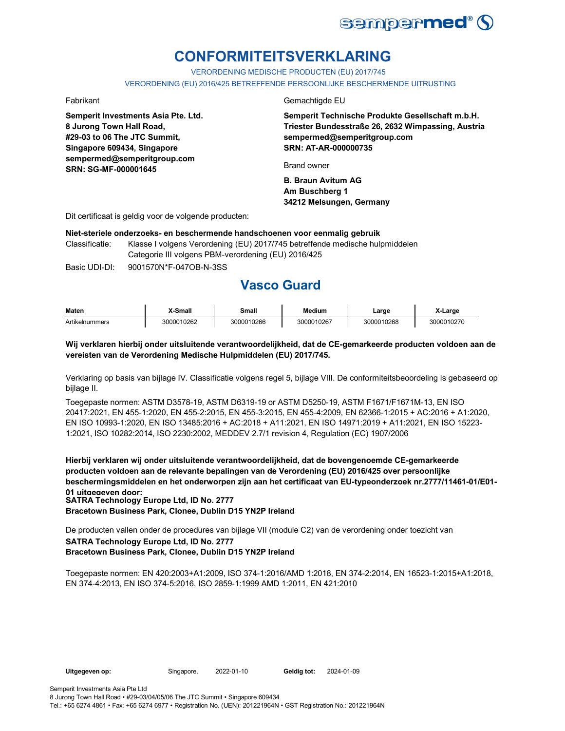sempermed®

# CONFORMITEITSVERKLARING

VERORDENING MEDISCHE PRODUCTEN (EU) 2017/745

VERORDENING (EU) 2016/425 BETREFFENDE PERSOONLIJKE BESCHERMENDE UITRUSTING

Fabrikant

**Semperit Investments Asia Pte. Ltd.**
**8 Jurong Town Hall Road,**
**#29-03 to 06 The JTC Summit,**
**Singapore 609434, Singapore**
**sempermed@semperitgroup.com**
**SRN: SG-MF-000001645**

Gemachtigde EU

**Semperit Technische Produkte Gesellschaft m.b.H.**
**Triester Bundesstraße 26, 2632 Wimpassing, Austria**
**sempermed@semperitgroup.com**
**SRN: AT-AR-000000735**

Brand owner

**B. Braun Avitum AG**
**Am Buschberg 1**
**34212 Melsungen, Germany**

Dit certificaat is geldig voor de volgende producten:

**Niet-steriele onderzoeks- en beschermende handschoenen voor eenmalig gebruik**

Classificatie: Klasse I volgens Verordening (EU) 2017/745 betreffende medische hulpmiddelen
Categorie III volgens PBM-verordening (EU) 2016/425

Basic UDI-DI: 9001570N*F-047OB-N-3SS

## Vasco Guard

| Maten | X-Small | Small | Medium | Large | X-Large |
|---|---|---|---|---|---|
| Artikelnummers | 3000010262 | 3000010266 | 3000010267 | 3000010268 | 3000010270 |

**Wij verklaren hierbij onder uitsluitende verantwoordelijkheid, dat de CE-gemarkeerde producten voldoen aan de vereisten van de Verordening Medische Hulpmiddelen (EU) 2017/745.**

Verklaring op basis van bijlage IV. Classificatie volgens regel 5, bijlage VIII. De conformiteitsbeoordeling is gebaseerd op bijlage II.

Toegepaste normen: ASTM D3578-19, ASTM D6319-19 or ASTM D5250-19, ASTM F1671/F1671M-13, EN ISO 20417:2021, EN 455-1:2020, EN 455-2:2015, EN 455-3:2015, EN 455-4:2009, EN 62366-1:2015 + AC:2016 + A1:2020, EN ISO 10993-1:2020, EN ISO 13485:2016 + AC:2018 + A11:2021, EN ISO 14971:2019 + A11:2021, EN ISO 15223-1:2021, ISO 10282:2014, ISO 2230:2002, MEDDEV 2.7/1 revision 4, Regulation (EC) 1907/2006

**Hierbij verklaren wij onder uitsluitende verantwoordelijkheid, dat de bovengenoemde CE-gemarkeerde producten voldoen aan de relevante bepalingen van de Verordening (EU) 2016/425 over persoonlijke beschermingsmiddelen en het onderworpen zijn aan het certificaat van EU-typeonderzoek nr.2777/11461-01/E01-01 uitgegeven door:**
**SATRA Technology Europe Ltd, ID No. 2777**
**Bracetown Business Park, Clonee, Dublin D15 YN2P Ireland**

De producten vallen onder de procedures van bijlage VII (module C2) van de verordening onder toezicht van
**SATRA Technology Europe Ltd, ID No. 2777**
**Bracetown Business Park, Clonee, Dublin D15 YN2P Ireland**

Toegepaste normen: EN 420:2003+A1:2009, ISO 374-1:2016/AMD 1:2018, EN 374-2:2014, EN 16523-1:2015+A1:2018, EN 374-4:2013, EN ISO 374-5:2016, ISO 2859-1:1999 AMD 1:2011, EN 421:2010

**Uitgegeven op:** Singapore, 2022-01-10 **Geldig tot:** 2024-01-09

Semperit Investments Asia Pte Ltd
8 Jurong Town Hall Road • #29-03/04/05/06 The JTC Summit • Singapore 609434
Tel.: +65 6274 4861 • Fax: +65 6274 6977 • Registration No. (UEN): 201221964N • GST Registration No.: 201221964N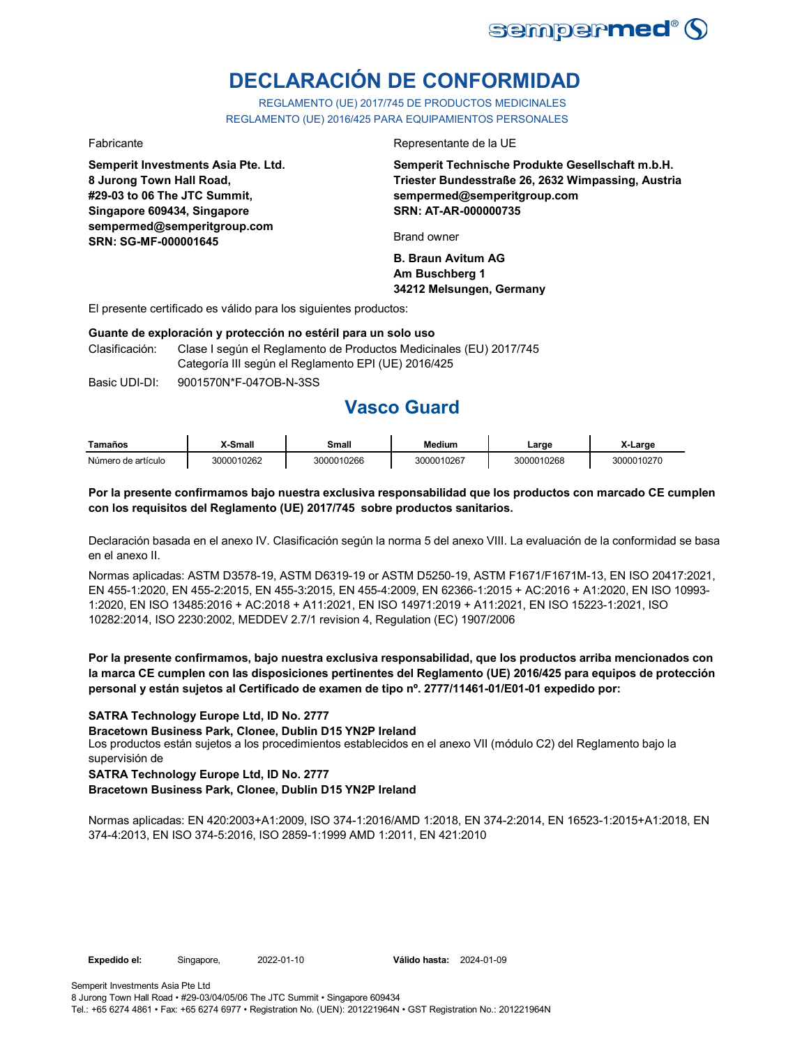# DECLARACIÓN DE CONFORMIDAD

REGLAMENTO (UE) 2017/745 DE PRODUCTOS MEDICINALES
REGLAMENTO (UE) 2016/425 PARA EQUIPAMIENTOS PERSONALES

Fabricante

**Semperit Investments Asia Pte. Ltd.**
**8 Jurong Town Hall Road,**
**#29-03 to 06 The JTC Summit,**
**Singapore 609434, Singapore**
**sempermed@semperitgroup.com**
**SRN: SG-MF-000001645**

Representante de la UE

**Semperit Technische Produkte Gesellschaft m.b.H.**
**Triester Bundesstraße 26, 2632 Wimpassing, Austria**
**sempermed@semperitgroup.com**
**SRN: AT-AR-000000735**

Brand owner

**B. Braun Avitum AG**
**Am Buschberg 1**
**34212 Melsungen, Germany**

El presente certificado es válido para los siguientes productos:

**Guante de exploración y protección no estéril para un solo uso**

Clasificación: Clase I según el Reglamento de Productos Medicinales (EU) 2017/745
Categoría III según el Reglamento EPI (UE) 2016/425

Basic UDI-DI: 9001570N*F-047OB-N-3SS

## Vasco Guard

| Tamaños | X-Small | Small | Medium | Large | X-Large |
|---|---|---|---|---|---|
| Número de artículo | 3000010262 | 3000010266 | 3000010267 | 3000010268 | 3000010270 |

**Por la presente confirmamos bajo nuestra exclusiva responsabilidad que los productos con marcado CE cumplen con los requisitos del Reglamento (UE) 2017/745 sobre productos sanitarios.**

Declaración basada en el anexo IV. Clasificación según la norma 5 del anexo VIII. La evaluación de la conformidad se basa en el anexo II.

Normas aplicadas: ASTM D3578-19, ASTM D6319-19 or ASTM D5250-19, ASTM F1671/F1671M-13, EN ISO 20417:2021, EN 455-1:2020, EN 455-2:2015, EN 455-3:2015, EN 455-4:2009, EN 62366-1:2015 + AC:2016 + A1:2020, EN ISO 10993-1:2020, EN ISO 13485:2016 + AC:2018 + A11:2021, EN ISO 14971:2019 + A11:2021, EN ISO 15223-1:2021, ISO 10282:2014, ISO 2230:2002, MEDDEV 2.7/1 revision 4, Regulation (EC) 1907/2006

**Por la presente confirmamos, bajo nuestra exclusiva responsabilidad, que los productos arriba mencionados con la marca CE cumplen con las disposiciones pertinentes del Reglamento (UE) 2016/425 para equipos de protección personal y están sujetos al Certificado de examen de tipo nº. 2777/11461-01/E01-01 expedido por:**

**SATRA Technology Europe Ltd, ID No. 2777**
**Bracetown Business Park, Clonee, Dublin D15 YN2P Ireland**
Los productos están sujetos a los procedimientos establecidos en el anexo VII (módulo C2) del Reglamento bajo la supervisión de
**SATRA Technology Europe Ltd, ID No. 2777**
**Bracetown Business Park, Clonee, Dublin D15 YN2P Ireland**

Normas aplicadas: EN 420:2003+A1:2009, ISO 374-1:2016/AMD 1:2018, EN 374-2:2014, EN 16523-1:2015+A1:2018, EN 374-4:2013, EN ISO 374-5:2016, ISO 2859-1:1999 AMD 1:2011, EN 421:2010

**Expedido el:** Singapore, 2022-01-10 **Válido hasta:** 2024-01-09

Semperit Investments Asia Pte Ltd
8 Jurong Town Hall Road • #29-03/04/05/06 The JTC Summit • Singapore 609434
Tel.: +65 6274 4861 • Fax: +65 6274 6977 • Registration No. (UEN): 201221964N • GST Registration No.: 201221964N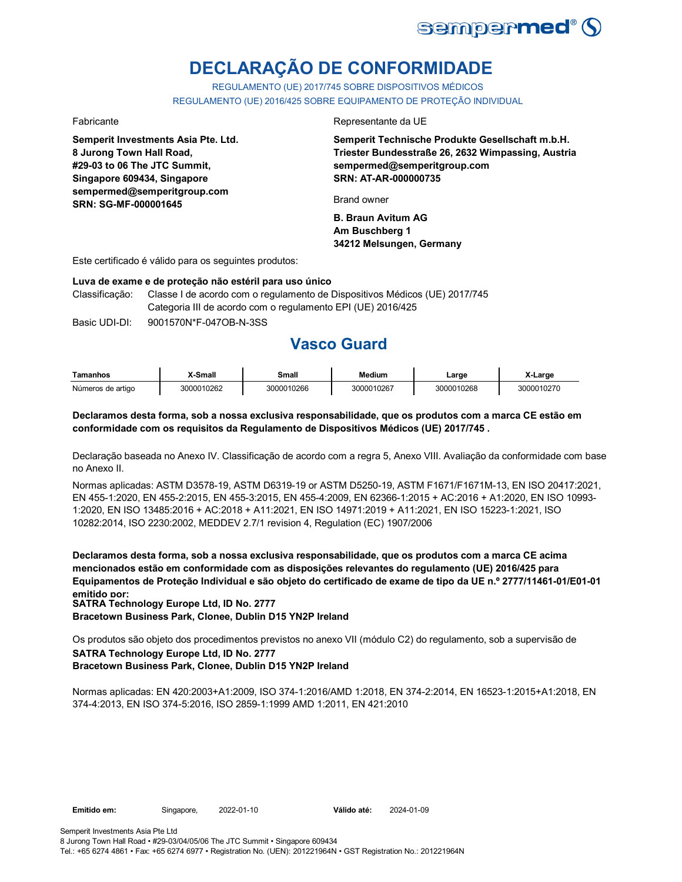# DECLARAÇÃO DE CONFORMIDADE

REGULAMENTO (UE) 2017/745 SOBRE DISPOSITIVOS MÉDICOS
REGULAMENTO (UE) 2016/425 SOBRE EQUIPAMENTO DE PROTEÇÃO INDIVIDUAL

Fabricante

**Semperit Investments Asia Pte. Ltd.**
**8 Jurong Town Hall Road,**
**#29-03 to 06 The JTC Summit,**
**Singapore 609434, Singapore**
**sempermed@semperitgroup.com**
**SRN: SG-MF-000001645**

Representante da UE

**Semperit Technische Produkte Gesellschaft m.b.H.**
**Triester Bundesstraße 26, 2632 Wimpassing, Austria**
**sempermed@semperitgroup.com**
**SRN: AT-AR-000000735**

Brand owner

**B. Braun Avitum AG**
**Am Buschberg 1**
**34212 Melsungen, Germany**

Este certificado é válido para os seguintes produtos:

**Luva de exame e de proteção não estéril para uso único**

Classificação: Classe I de acordo com o regulamento de Dispositivos Médicos (UE) 2017/745
Categoria III de acordo com o regulamento EPI (UE) 2016/425

Basic UDI-DI: 9001570N*F-047OB-N-3SS

## Vasco Guard

| Tamanhos | X-Small | Small | Medium | Large | X-Large |
|---|---|---|---|---|---|
| Números de artigo | 3000010262 | 3000010266 | 3000010267 | 3000010268 | 3000010270 |

**Declaramos desta forma, sob a nossa exclusiva responsabilidade, que os produtos com a marca CE estão em conformidade com os requisitos da Regulamento de Dispositivos Médicos (UE) 2017/745 .**

Declaração baseada no Anexo IV. Classificação de acordo com a regra 5, Anexo VIII. Avaliação da conformidade com base no Anexo II.

Normas aplicadas: ASTM D3578-19, ASTM D6319-19 or ASTM D5250-19, ASTM F1671/F1671M-13, EN ISO 20417:2021, EN 455-1:2020, EN 455-2:2015, EN 455-3:2015, EN 455-4:2009, EN 62366-1:2015 + AC:2016 + A1:2020, EN ISO 10993-1:2020, EN ISO 13485:2016 + AC:2018 + A11:2021, EN ISO 14971:2019 + A11:2021, EN ISO 15223-1:2021, ISO 10282:2014, ISO 2230:2002, MEDDEV 2.7/1 revision 4, Regulation (EC) 1907/2006

**Declaramos desta forma, sob a nossa exclusiva responsabilidade, que os produtos com a marca CE acima mencionados estão em conformidade com as disposições relevantes do regulamento (UE) 2016/425 para Equipamentos de Proteção Individual e são objeto do certificado de exame de tipo da UE n.º 2777/11461-01/E01-01 emitido por:**
**SATRA Technology Europe Ltd, ID No. 2777**
**Bracetown Business Park, Clonee, Dublin D15 YN2P Ireland**

Os produtos são objeto dos procedimentos previstos no anexo VII (módulo C2) do regulamento, sob a supervisão de
**SATRA Technology Europe Ltd, ID No. 2777**
**Bracetown Business Park, Clonee, Dublin D15 YN2P Ireland**

Normas aplicadas: EN 420:2003+A1:2009, ISO 374-1:2016/AMD 1:2018, EN 374-2:2014, EN 16523-1:2015+A1:2018, EN 374-4:2013, EN ISO 374-5:2016, ISO 2859-1:1999 AMD 1:2011, EN 421:2010

**Emitido em:** Singapore, 2022-01-10 **Válido até:** 2024-01-09

Semperit Investments Asia Pte Ltd
8 Jurong Town Hall Road • #29-03/04/05/06 The JTC Summit • Singapore 609434
Tel.: +65 6274 4861 • Fax: +65 6274 6977 • Registration No. (UEN): 201221964N • GST Registration No.: 201221964N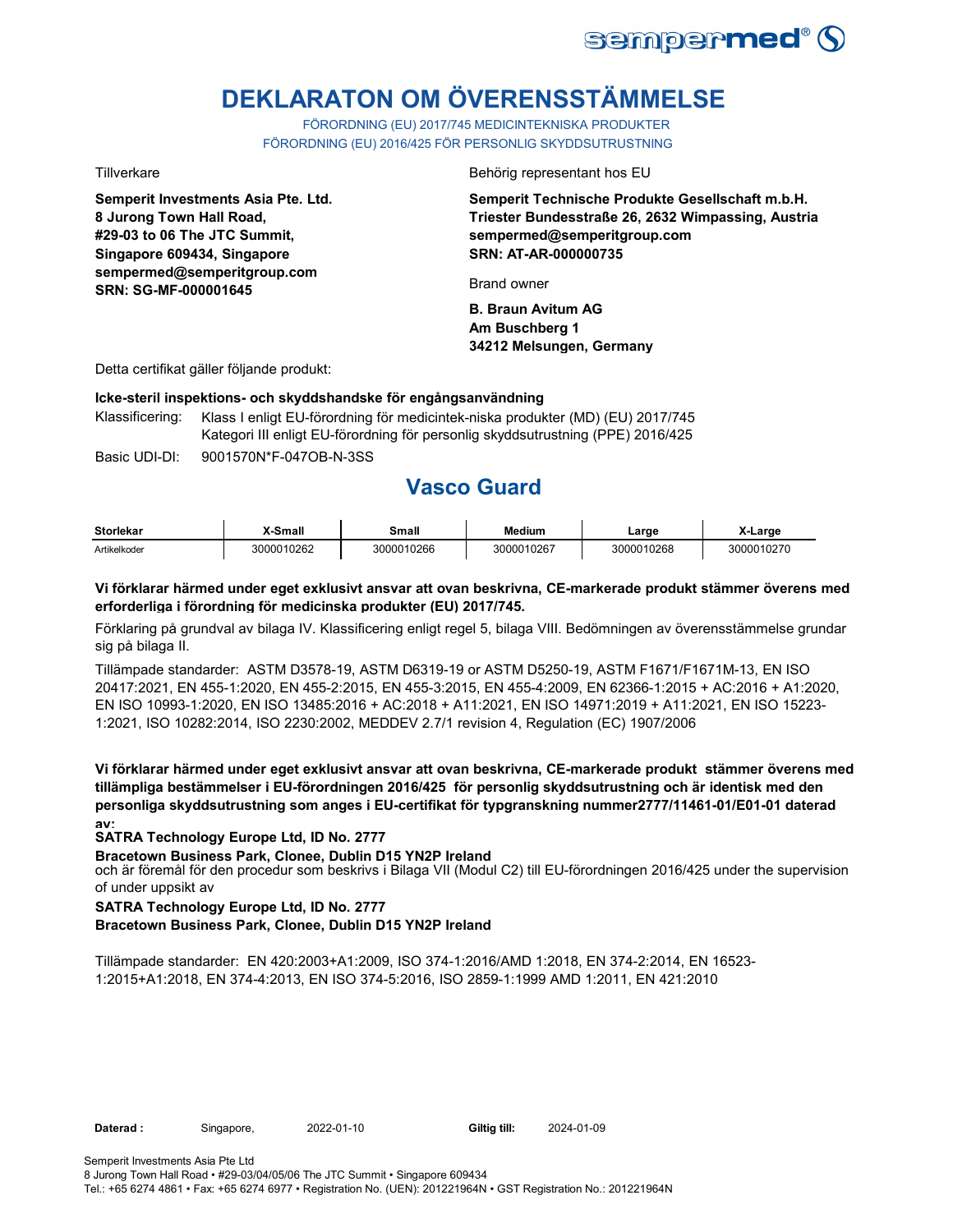# DEKLARATON OM ÖVERENSSTÄMMELSE

FÖRORDNING (EU) 2017/745 MEDICINTEKNISKA PRODUKTER
FÖRORDNING (EU) 2016/425 FÖR PERSONLIG SKYDDSUTRUSTNING

Tillverkare

**Semperit Investments Asia Pte. Ltd.**
**8 Jurong Town Hall Road,**
**#29-03 to 06 The JTC Summit,**
**Singapore 609434, Singapore**
**sempermed@semperitgroup.com**
**SRN: SG-MF-000001645**

Behörig representant hos EU

**Semperit Technische Produkte Gesellschaft m.b.H.**
**Triester Bundesstraße 26, 2632 Wimpassing, Austria**
**sempermed@semperitgroup.com**
**SRN: AT-AR-000000735**

Brand owner

**B. Braun Avitum AG**
**Am Buschberg 1**
**34212 Melsungen, Germany**

Detta certifikat gäller följande produkt:

**Icke-steril inspektions- och skyddshandske för engångsanvändning**

Klassificering: Klass I enligt EU-förordning för medicintek-niska produkter (MD) (EU) 2017/745
Kategori III enligt EU-förordning för personlig skyddsutrustning (PPE) 2016/425

Basic UDI-DI: 9001570N*F-047OB-N-3SS

## Vasco Guard

| Storlekar | X-Small | Small | Medium | Large | X-Large |
|---|---|---|---|---|---|
| Artikelkoder | 3000010262 | 3000010266 | 3000010267 | 3000010268 | 3000010270 |

**Vi förklarar härmed under eget exklusivt ansvar att ovan beskrivna, CE-markerade produkt stämmer överens med erforderliga i förordning för medicinska produkter (EU) 2017/745.**

Förklaring på grundval av bilaga IV. Klassificering enligt regel 5, bilaga VIII. Bedömningen av överensstämmelse grundar sig på bilaga II.

Tillämpade standarder: ASTM D3578-19, ASTM D6319-19 or ASTM D5250-19, ASTM F1671/F1671M-13, EN ISO 20417:2021, EN 455-1:2020, EN 455-2:2015, EN 455-3:2015, EN 455-4:2009, EN 62366-1:2015 + AC:2016 + A1:2020, EN ISO 10993-1:2020, EN ISO 13485:2016 + AC:2018 + A11:2021, EN ISO 14971:2019 + A11:2021, EN ISO 15223-1:2021, ISO 10282:2014, ISO 2230:2002, MEDDEV 2.7/1 revision 4, Regulation (EC) 1907/2006

**Vi förklarar härmed under eget exklusivt ansvar att ovan beskrivna, CE-markerade produkt stämmer överens med tillämpliga bestämmelser i EU-förordningen 2016/425 för personlig skyddsutrustning och är identisk med den personliga skyddsutrustning som anges i EU-certifikat för typgranskning nummer2777/11461-01/E01-01 daterad av:**

**SATRA Technology Europe Ltd, ID No. 2777**
**Bracetown Business Park, Clonee, Dublin D15 YN2P Ireland**

och är föremål för den procedur som beskrivs i Bilaga VII (Modul C2) till EU-förordningen 2016/425 under the supervision of under uppsikt av

**SATRA Technology Europe Ltd, ID No. 2777**
**Bracetown Business Park, Clonee, Dublin D15 YN2P Ireland**

Tillämpade standarder: EN 420:2003+A1:2009, ISO 374-1:2016/AMD 1:2018, EN 374-2:2014, EN 16523-1:2015+A1:2018, EN 374-4:2013, EN ISO 374-5:2016, ISO 2859-1:1999 AMD 1:2011, EN 421:2010

**Daterad :** Singapore, 2022-01-10 **Giltig till:** 2024-01-09

Semperit Investments Asia Pte Ltd
8 Jurong Town Hall Road • #29-03/04/05/06 The JTC Summit • Singapore 609434
Tel.: +65 6274 4861 • Fax: +65 6274 6977 • Registration No. (UEN): 201221964N • GST Registration No.: 201221964N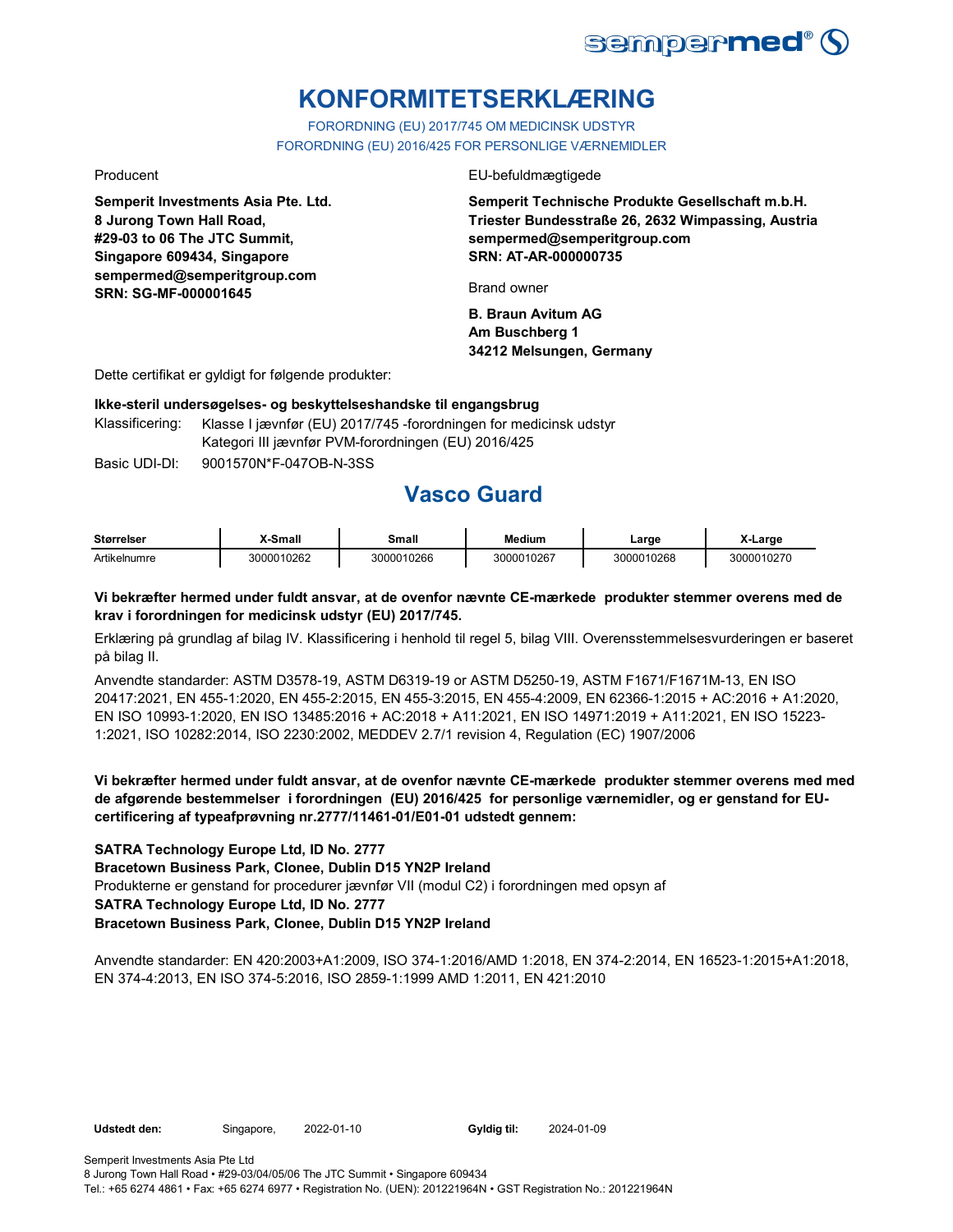# KONFORMITETSERKLÆRING

FORORDNING (EU) 2017/745 OM MEDICINSK UDSTYR
FORORDNING (EU) 2016/425 FOR PERSONLIGE VÆRNEMIDLER

Producent

**Semperit Investments Asia Pte. Ltd.**
**8 Jurong Town Hall Road,**
**#29-03 to 06 The JTC Summit,**
**Singapore 609434, Singapore**
**sempermed@semperitgroup.com**
**SRN: SG-MF-000001645**

EU-befuldmægtigede

**Semperit Technische Produkte Gesellschaft m.b.H.**
**Triester Bundesstraße 26, 2632 Wimpassing, Austria**
**sempermed@semperitgroup.com**
**SRN: AT-AR-000000735**

Brand owner

**B. Braun Avitum AG**
**Am Buschberg 1**
**34212 Melsungen, Germany**

Dette certifikat er gyldigt for følgende produkter:

**Ikke-steril undersøgelses- og beskyttelseshandske til engangsbrug**

Klassificering: Klasse I jævnfør (EU) 2017/745 -forordningen for medicinsk udstyr
Kategori III jævnfør PVM-forordningen (EU) 2016/425

Basic UDI-DI: 9001570N*F-047OB-N-3SS

## Vasco Guard

| Størrelser | X-Small | Small | Medium | Large | X-Large |
|---|---|---|---|---|---|
| Artikelnumre | 3000010262 | 3000010266 | 3000010267 | 3000010268 | 3000010270 |

**Vi bekræfter hermed under fuldt ansvar, at de ovenfor nævnte CE-mærkede produkter stemmer overens med de krav i forordningen for medicinsk udstyr (EU) 2017/745.**

Erklæring på grundlag af bilag IV. Klassificering i henhold til regel 5, bilag VIII. Overensstemmelsesvurderingen er baseret på bilag II.

Anvendte standarder: ASTM D3578-19, ASTM D6319-19 or ASTM D5250-19, ASTM F1671/F1671M-13, EN ISO 20417:2021, EN 455-1:2020, EN 455-2:2015, EN 455-3:2015, EN 455-4:2009, EN 62366-1:2015 + AC:2016 + A1:2020, EN ISO 10993-1:2020, EN ISO 13485:2016 + AC:2018 + A11:2021, EN ISO 14971:2019 + A11:2021, EN ISO 15223-1:2021, ISO 10282:2014, ISO 2230:2002, MEDDEV 2.7/1 revision 4, Regulation (EC) 1907/2006

**Vi bekræfter hermed under fuldt ansvar, at de ovenfor nævnte CE-mærkede produkter stemmer overens med med de afgørende bestemmelser i forordningen (EU) 2016/425 for personlige værnemidler, og er genstand for EU-certificering af typeafprøvning nr.2777/11461-01/E01-01 udstedt gennem:**

**SATRA Technology Europe Ltd, ID No. 2777**
**Bracetown Business Park, Clonee, Dublin D15 YN2P Ireland**
Produkterne er genstand for procedurer jævnfør VII (modul C2) i forordningen med opsyn af
**SATRA Technology Europe Ltd, ID No. 2777**
**Bracetown Business Park, Clonee, Dublin D15 YN2P Ireland**

Anvendte standarder: EN 420:2003+A1:2009, ISO 374-1:2016/AMD 1:2018, EN 374-2:2014, EN 16523-1:2015+A1:2018, EN 374-4:2013, EN ISO 374-5:2016, ISO 2859-1:1999 AMD 1:2011, EN 421:2010

**Udstedt den:** Singapore, 2022-01-10 **Gyldig til:** 2024-01-09

Semperit Investments Asia Pte Ltd
8 Jurong Town Hall Road • #29-03/04/05/06 The JTC Summit • Singapore 609434
Tel.: +65 6274 4861 • Fax: +65 6274 6977 • Registration No. (UEN): 201221964N • GST Registration No.: 201221964N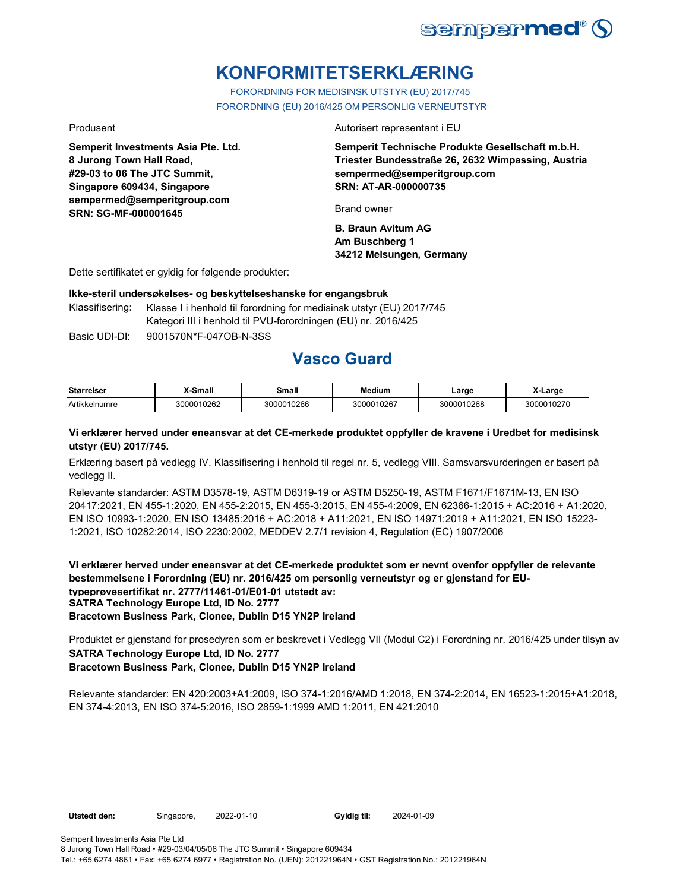# KONFORMITETSERKLÆRING

FORORDNING FOR MEDISINSK UTSTYR (EU) 2017/745

FORORDNING (EU) 2016/425 OM PERSONLIG VERNEUTSTYR

Produsent

**Semperit Investments Asia Pte. Ltd.**
**8 Jurong Town Hall Road,**
**#29-03 to 06 The JTC Summit,**
**Singapore 609434, Singapore**
**sempermed@semperitgroup.com**
**SRN: SG-MF-000001645**

Autorisert representant i EU

**Semperit Technische Produkte Gesellschaft m.b.H.**
**Triester Bundesstraße 26, 2632 Wimpassing, Austria**
**sempermed@semperitgroup.com**
**SRN: AT-AR-000000735**

Brand owner

**B. Braun Avitum AG**
**Am Buschberg 1**
**34212 Melsungen, Germany**

Dette sertifikatet er gyldig for følgende produkter:

**Ikke-steril undersøkelses- og beskyttelseshanske for engangsbruk**

Klassifisering: Klasse I i henhold til forordning for medisinsk utstyr (EU) 2017/745
Kategori III i henhold til PVU-forordningen (EU) nr. 2016/425

Basic UDI-DI: 9001570N*F-047OB-N-3SS

## Vasco Guard

| Størrelser | X-Small | Small | Medium | Large | X-Large |
|---|---|---|---|---|---|
| Artikkelnumre | 3000010262 | 3000010266 | 3000010267 | 3000010268 | 3000010270 |

**Vi erklærer herved under eneansvar at det CE-merkede produktet oppfyller de kravene i Uredbet for medisinsk utstyr (EU) 2017/745.**

Erklæring basert på vedlegg IV. Klassifisering i henhold til regel nr. 5, vedlegg VIII. Samsvarsvurderingen er basert på vedlegg II.

Relevante standarder: ASTM D3578-19, ASTM D6319-19 or ASTM D5250-19, ASTM F1671/F1671M-13, EN ISO 20417:2021, EN 455-1:2020, EN 455-2:2015, EN 455-3:2015, EN 455-4:2009, EN 62366-1:2015 + AC:2016 + A1:2020, EN ISO 10993-1:2020, EN ISO 13485:2016 + AC:2018 + A11:2021, EN ISO 14971:2019 + A11:2021, EN ISO 15223-1:2021, ISO 10282:2014, ISO 2230:2002, MEDDEV 2.7/1 revision 4, Regulation (EC) 1907/2006

**Vi erklærer herved under eneansvar at det CE-merkede produktet som er nevnt ovenfor oppfyller de relevante bestemmelsene i Forordning (EU) nr. 2016/425 om personlig verneutstyr og er gjenstand for EU-typeprøvesertifikat nr. 2777/11461-01/E01-01 utstedt av:**
**SATRA Technology Europe Ltd, ID No. 2777**
**Bracetown Business Park, Clonee, Dublin D15 YN2P Ireland**

Produktet er gjenstand for prosedyren som er beskrevet i Vedlegg VII (Modul C2) i Forordning nr. 2016/425 under tilsyn av
**SATRA Technology Europe Ltd, ID No. 2777**
**Bracetown Business Park, Clonee, Dublin D15 YN2P Ireland**

Relevante standarder: EN 420:2003+A1:2009, ISO 374-1:2016/AMD 1:2018, EN 374-2:2014, EN 16523-1:2015+A1:2018, EN 374-4:2013, EN ISO 374-5:2016, ISO 2859-1:1999 AMD 1:2011, EN 421:2010

**Utstedt den:** Singapore, 2022-01-10 **Gyldig til:** 2024-01-09

Semperit Investments Asia Pte Ltd
8 Jurong Town Hall Road • #29-03/04/05/06 The JTC Summit • Singapore 609434
Tel.: +65 6274 4861 • Fax: +65 6274 6977 • Registration No. (UEN): 201221964N • GST Registration No.: 201221964N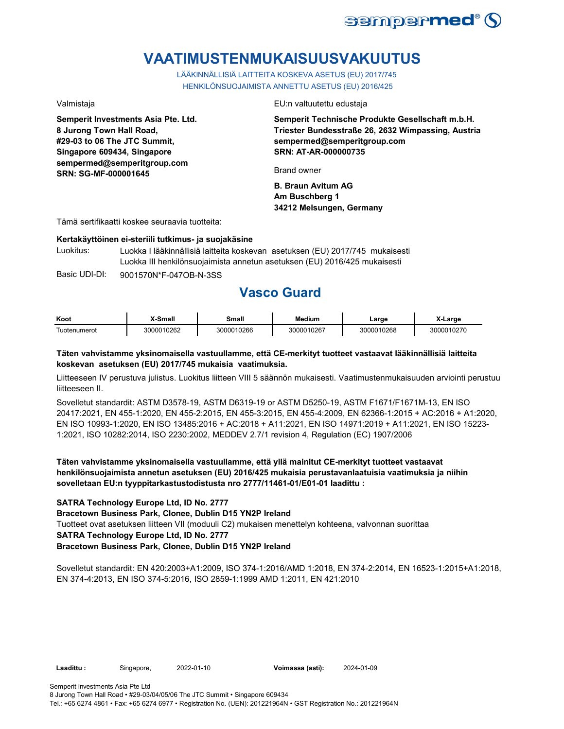# VAATIMUSTENMUKAISUUSVAKUUTUS

LÄÄKINNÄLLISIÄ LAITTEITA KOSKEVA ASETUS (EU) 2017/745
HENKILÖNSUOJAIMISTA ANNETTU ASETUS (EU) 2016/425

Valmistaja

**Semperit Investments Asia Pte. Ltd.**
**8 Jurong Town Hall Road,**
**#29-03 to 06 The JTC Summit,**
**Singapore 609434, Singapore**
**sempermed@semperitgroup.com**
**SRN: SG-MF-000001645**

EU:n valtuutettu edustaja

**Semperit Technische Produkte Gesellschaft m.b.H.**
**Triester Bundesstraße 26, 2632 Wimpassing, Austria**
**sempermed@semperitgroup.com**
**SRN: AT-AR-000000735**

Brand owner

**B. Braun Avitum AG**
**Am Buschberg 1**
**34212 Melsungen, Germany**

Tämä sertifikaatti koskee seuraavia tuotteita:

**Kertakäyttöinen ei-steriili tutkimus- ja suojakäsine**

Luokitus: Luokka I lääkinnällisiä laitteita koskevan asetuksen (EU) 2017/745 mukaisesti
Luokka III henkilönsuojaimista annetun asetuksen (EU) 2016/425 mukaisesti

Basic UDI-DI: 9001570N*F-047OB-N-3SS

## Vasco Guard

| Koot | X-Small | Small | Medium | Large | X-Large |
|---|---|---|---|---|---|
| Tuotenumerot | 3000010262 | 3000010266 | 3000010267 | 3000010268 | 3000010270 |

**Täten vahvistamme yksinomaisella vastuullamme, että CE-merkityt tuotteet vastaavat lääkinnällisiä laitteita koskevan asetuksen (EU) 2017/745 mukaisia vaatimuksia.**

Liitteeseen IV perustuva julistus. Luokitus liitteen VIII 5 säännön mukaisesti. Vaatimustenmukaisuuden arviointi perustuu liitteeseen II.

Sovelletut standardit: ASTM D3578-19, ASTM D6319-19 or ASTM D5250-19, ASTM F1671/F1671M-13, EN ISO 20417:2021, EN 455-1:2020, EN 455-2:2015, EN 455-3:2015, EN 455-4:2009, EN 62366-1:2015 + AC:2016 + A1:2020, EN ISO 10993-1:2020, EN ISO 13485:2016 + AC:2018 + A11:2021, EN ISO 14971:2019 + A11:2021, EN ISO 15223-1:2021, ISO 10282:2014, ISO 2230:2002, MEDDEV 2.7/1 revision 4, Regulation (EC) 1907/2006

**Täten vahvistamme yksinomaisella vastuullamme, että yllä mainitut CE-merkityt tuotteet vastaavat henkilönsuojaimista annetun asetuksen (EU) 2016/425 mukaisia perustavanlaatuisia vaatimuksia ja niihin sovelletaan EU:n tyyppitarkastustodistusta nro 2777/11461-01/E01-01 laadittu :**

**SATRA Technology Europe Ltd, ID No. 2777**
**Bracetown Business Park, Clonee, Dublin D15 YN2P Ireland**
Tuotteet ovat asetuksen liitteen VII (moduuli C2) mukaisen menettelyn kohteena, valvonnan suorittaa
**SATRA Technology Europe Ltd, ID No. 2777**
**Bracetown Business Park, Clonee, Dublin D15 YN2P Ireland**

Sovelletut standardit: EN 420:2003+A1:2009, ISO 374-1:2016/AMD 1:2018, EN 374-2:2014, EN 16523-1:2015+A1:2018, EN 374-4:2013, EN ISO 374-5:2016, ISO 2859-1:1999 AMD 1:2011, EN 421:2010

**Laadittu :** Singapore, 2022-01-10 **Voimassa (asti):** 2024-01-09

Semperit Investments Asia Pte Ltd
8 Jurong Town Hall Road • #29-03/04/05/06 The JTC Summit • Singapore 609434
Tel.: +65 6274 4861 • Fax: +65 6274 6977 • Registration No. (UEN): 201221964N • GST Registration No.: 201221964N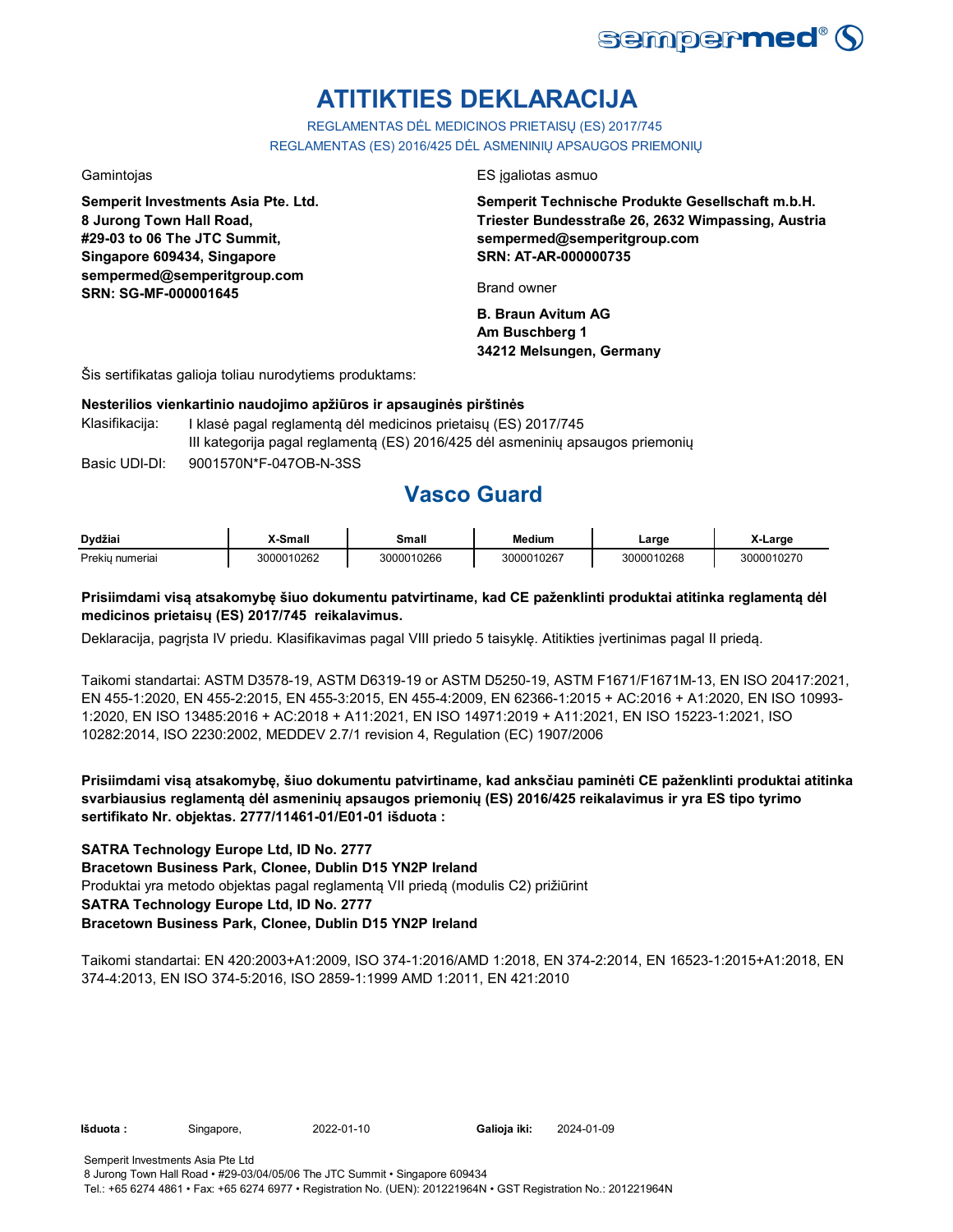# ATITIKTIES DEKLARACIJA

REGLAMENTAS DĖL MEDICINOS PRIETAISŲ (ES) 2017/745
REGLAMENTAS (ES) 2016/425 DĖL ASMENINIŲ APSAUGOS PRIEMONIŲ

Gamintojas

**Semperit Investments Asia Pte. Ltd.**
**8 Jurong Town Hall Road,**
**#29-03 to 06 The JTC Summit,**
**Singapore 609434, Singapore**
**sempermed@semperitgroup.com**
**SRN: SG-MF-000001645**

ES įgaliotas asmuo

**Semperit Technische Produkte Gesellschaft m.b.H.**
**Triester Bundesstraße 26, 2632 Wimpassing, Austria**
**sempermed@semperitgroup.com**
**SRN: AT-AR-000000735**

Brand owner

**B. Braun Avitum AG**
**Am Buschberg 1**
**34212 Melsungen, Germany**

Šis sertifikatas galioja toliau nurodytiems produktams:

**Nesterilios vienkartinio naudojimo apžiūros ir apsauginės pirštinės**

Klasifikacija: I klasė pagal reglamentą dėl medicinos prietaisų (ES) 2017/745
III kategorija pagal reglamentą (ES) 2016/425 dėl asmeninių apsaugos priemonių

Basic UDI-DI: 9001570N*F-047OB-N-3SS

## Vasco Guard

| Dydžiai | X-Small | Small | Medium | Large | X-Large |
|---|---|---|---|---|---|
| Prekių numeriai | 3000010262 | 3000010266 | 3000010267 | 3000010268 | 3000010270 |

**Prisiimdami visą atsakomybę šiuo dokumentu patvirtiname, kad CE paženklinti produktai atitinka reglamentą dėl medicinos prietaisų (ES) 2017/745 reikalavimus.**

Deklaracija, pagrįsta IV priedu. Klasifikavimas pagal VIII priedo 5 taisyklę. Atitikties įvertinimas pagal II priedą.

Taikomi standartai: ASTM D3578-19, ASTM D6319-19 or ASTM D5250-19, ASTM F1671/F1671M-13, EN ISO 20417:2021, EN 455-1:2020, EN 455-2:2015, EN 455-3:2015, EN 455-4:2009, EN 62366-1:2015 + AC:2016 + A1:2020, EN ISO 10993-1:2020, EN ISO 13485:2016 + AC:2018 + A11:2021, EN ISO 14971:2019 + A11:2021, EN ISO 15223-1:2021, ISO 10282:2014, ISO 2230:2002, MEDDEV 2.7/1 revision 4, Regulation (EC) 1907/2006

**Prisiimdami visą atsakomybę, šiuo dokumentu patvirtiname, kad anksčiau paminėti CE paženklinti produktai atitinka svarbiausius reglamentą dėl asmeninių apsaugos priemonių (ES) 2016/425 reikalavimus ir yra ES tipo tyrimo sertifikato Nr. objektas. 2777/11461-01/E01-01 išduota :**

**SATRA Technology Europe Ltd, ID No. 2777**
**Bracetown Business Park, Clonee, Dublin D15 YN2P Ireland**
Produktai yra metodo objektas pagal reglamentą VII priedą (modulis C2) prižiūrint
**SATRA Technology Europe Ltd, ID No. 2777**
**Bracetown Business Park, Clonee, Dublin D15 YN2P Ireland**

Taikomi standartai: EN 420:2003+A1:2009, ISO 374-1:2016/AMD 1:2018, EN 374-2:2014, EN 16523-1:2015+A1:2018, EN 374-4:2013, EN ISO 374-5:2016, ISO 2859-1:1999 AMD 1:2011, EN 421:2010

**Išduota :** Singapore, 2022-01-10 **Galioja iki:** 2024-01-09

Semperit Investments Asia Pte Ltd
8 Jurong Town Hall Road • #29-03/04/05/06 The JTC Summit • Singapore 609434
Tel.: +65 6274 4861 • Fax: +65 6274 6977 • Registration No. (UEN): 201221964N • GST Registration No.: 201221964N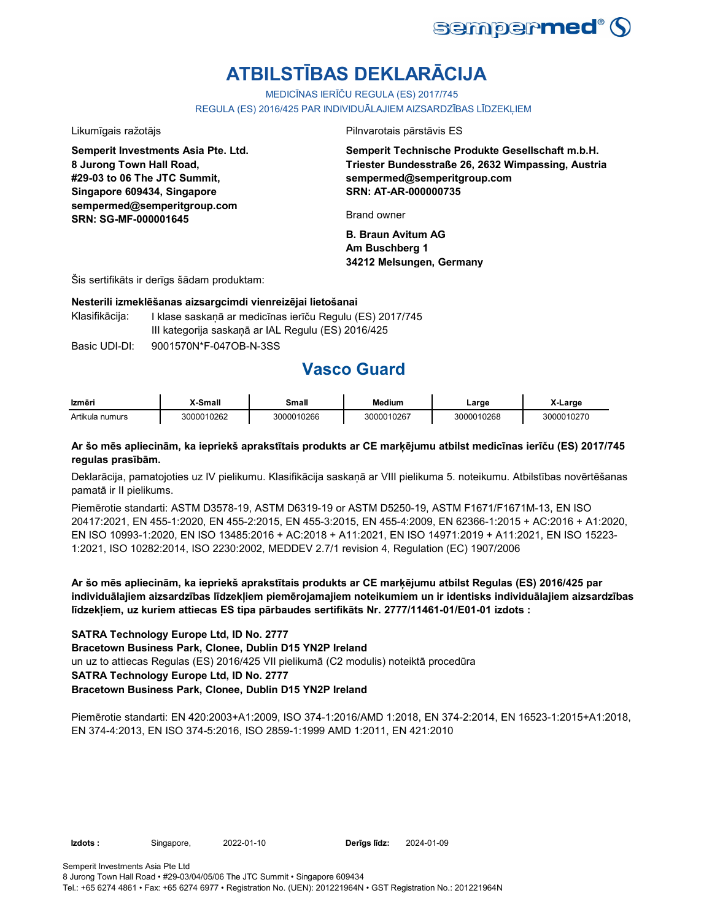# ATBILSTĪBAS DEKLARĀCIJA

MEDICĪNAS IERĪČU REGULA (ES) 2017/745

REGULA (ES) 2016/425 PAR INDIVIDUĀLAJIEM AIZSARDZĪBAS LĪDZEKĻIEM

Likumīgais ražotājs

**Semperit Investments Asia Pte. Ltd.**
**8 Jurong Town Hall Road,**
**#29-03 to 06 The JTC Summit,**
**Singapore 609434, Singapore**
**sempermed@semperitgroup.com**
**SRN: SG-MF-000001645**

Pilnvarotais pārstāvis ES

**Semperit Technische Produkte Gesellschaft m.b.H.**
**Triester Bundesstraße 26, 2632 Wimpassing, Austria**
**sempermed@semperitgroup.com**
**SRN: AT-AR-000000735**

Brand owner

**B. Braun Avitum AG**
**Am Buschberg 1**
**34212 Melsungen, Germany**

Šis sertifikāts ir derīgs šādam produktam:

**Nesterili izmeklēšanas aizsargcimdi vienreizējai lietošanai**

Klasifikācija: I klase saskaņā ar medicīnas ierīču Regulu (ES) 2017/745
III kategorija saskaņā ar IAL Regulu (ES) 2016/425

Basic UDI-DI: 9001570N*F-047OB-N-3SS

## Vasco Guard

| Izmēri | X-Small | Small | Medium | Large | X-Large |
|---|---|---|---|---|---|
| Artikula numurs | 3000010262 | 3000010266 | 3000010267 | 3000010268 | 3000010270 |

**Ar šo mēs apliecinām, ka iepriekš aprakstītais produkts ar CE marķējumu atbilst medicīnas ierīču (ES) 2017/745 regulas prasībām.**

Deklarācija, pamatojoties uz IV pielikumu. Klasifikācija saskaņā ar VIII pielikuma 5. noteikumu. Atbilstības novērtēšanas pamatā ir II pielikums.

Piemērotie standarti: ASTM D3578-19, ASTM D6319-19 or ASTM D5250-19, ASTM F1671/F1671M-13, EN ISO 20417:2021, EN 455-1:2020, EN 455-2:2015, EN 455-3:2015, EN 455-4:2009, EN 62366-1:2015 + AC:2016 + A1:2020, EN ISO 10993-1:2020, EN ISO 13485:2016 + AC:2018 + A11:2021, EN ISO 14971:2019 + A11:2021, EN ISO 15223-1:2021, ISO 10282:2014, ISO 2230:2002, MEDDEV 2.7/1 revision 4, Regulation (EC) 1907/2006

**Ar šo mēs apliecinām, ka iepriekš aprakstītais produkts ar CE marķējumu atbilst Regulas (ES) 2016/425 par individuālajiem aizsardzības līdzekļiem piemērojamajiem noteikumiem un ir identisks individuālajiem aizsardzības līdzekļiem, uz kuriem attiecas ES tipa pārbaudes sertifikāts Nr. 2777/11461-01/E01-01 izdots :**

**SATRA Technology Europe Ltd, ID No. 2777**
**Bracetown Business Park, Clonee, Dublin D15 YN2P Ireland**
un uz to attiecas Regulas (ES) 2016/425 VII pielikumā (C2 modulis) noteiktā procedūra
**SATRA Technology Europe Ltd, ID No. 2777**
**Bracetown Business Park, Clonee, Dublin D15 YN2P Ireland**

Piemērotie standarti: EN 420:2003+A1:2009, ISO 374-1:2016/AMD 1:2018, EN 374-2:2014, EN 16523-1:2015+A1:2018, EN 374-4:2013, EN ISO 374-5:2016, ISO 2859-1:1999 AMD 1:2011, EN 421:2010

**Izdots :** Singapore, 2022-01-10 **Derīgs līdz:** 2024-01-09

Semperit Investments Asia Pte Ltd
8 Jurong Town Hall Road • #29-03/04/05/06 The JTC Summit • Singapore 609434
Tel.: +65 6274 4861 • Fax: +65 6274 6977 • Registration No. (UEN): 201221964N • GST Registration No.: 201221964N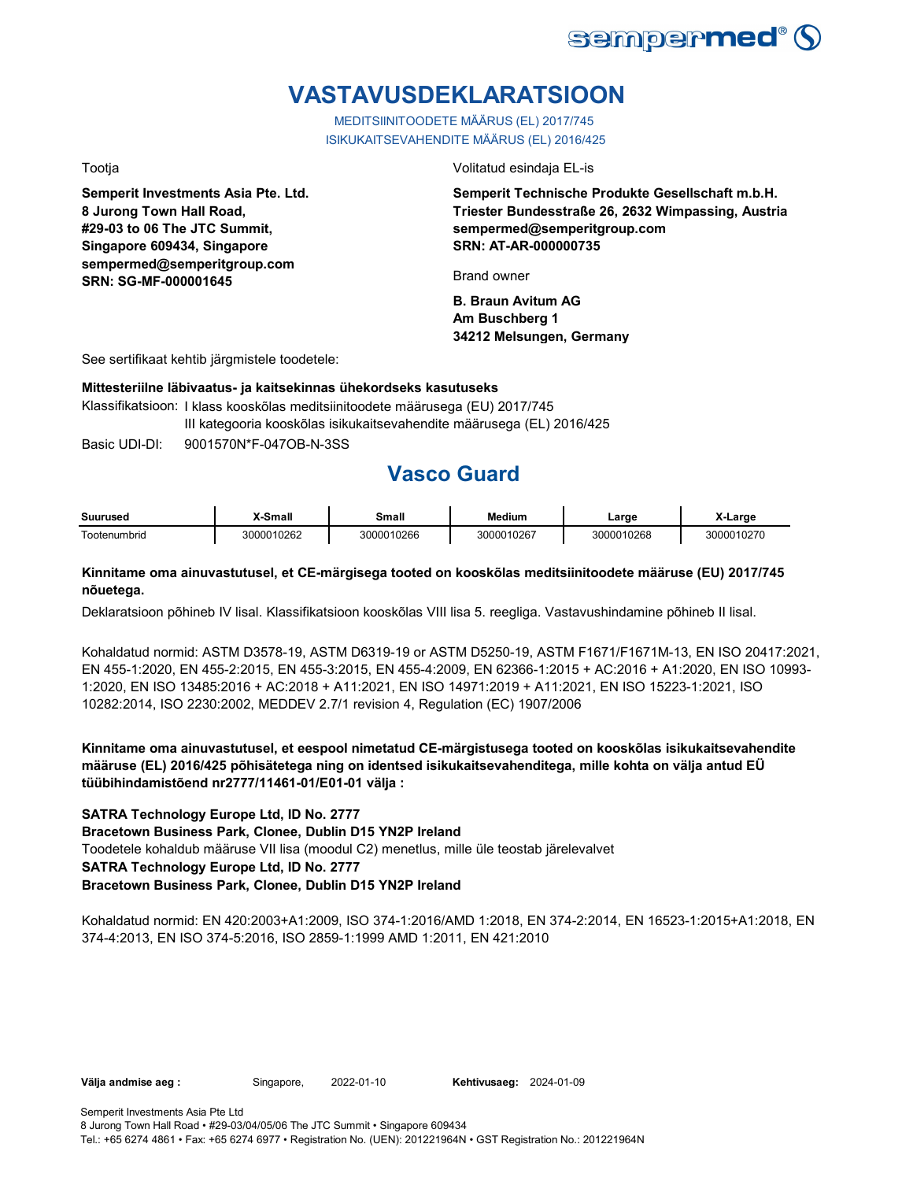# VASTAVUSDEKLARATSIOON

MEDITSIINITOODETE MÄÄRUS (EL) 2017/745
ISIKUKAITSEVAHENDITE MÄÄRUS (EL) 2016/425

Tootja

**Semperit Investments Asia Pte. Ltd.**
**8 Jurong Town Hall Road,**
**#29-03 to 06 The JTC Summit,**
**Singapore 609434, Singapore**
**sempermed@semperitgroup.com**
**SRN: SG-MF-000001645**

Volitatud esindaja EL-is

**Semperit Technische Produkte Gesellschaft m.b.H.**
**Triester Bundesstraße 26, 2632 Wimpassing, Austria**
**sempermed@semperitgroup.com**
**SRN: AT-AR-000000735**

Brand owner

**B. Braun Avitum AG**
**Am Buschberg 1**
**34212 Melsungen, Germany**

See sertifikaat kehtib järgmistele toodetele:

**Mittesteriilne läbivaatus- ja kaitsekinnas ühekordseks kasutuseks**

Klassifikatsioon: I klass kooskõlas meditsiinitoodete määrusega (EU) 2017/745
III kategooria kooskõlas isikukaitsevahendite määrusega (EL) 2016/425

Basic UDI-DI: 9001570N*F-047OB-N-3SS

## Vasco Guard

| Suurused | X-Small | Small | Medium | Large | X-Large |
|---|---|---|---|---|---|
| Tootenumbrid | 3000010262 | 3000010266 | 3000010267 | 3000010268 | 3000010270 |

**Kinnitame oma ainuvastutusel, et CE-märgisega tooted on kooskõlas meditsiinitoodete määruse (EU) 2017/745 nõuetega.**

Deklaratsioon põhineb IV lisal. Klassifikatsioon kooskõlas VIII lisa 5. reegliga. Vastavushindamine põhineb II lisal.

Kohaldatud normid: ASTM D3578-19, ASTM D6319-19 or ASTM D5250-19, ASTM F1671/F1671M-13, EN ISO 20417:2021, EN 455-1:2020, EN 455-2:2015, EN 455-3:2015, EN 455-4:2009, EN 62366-1:2015 + AC:2016 + A1:2020, EN ISO 10993-1:2020, EN ISO 13485:2016 + AC:2018 + A11:2021, EN ISO 14971:2019 + A11:2021, EN ISO 15223-1:2021, ISO 10282:2014, ISO 2230:2002, MEDDEV 2.7/1 revision 4, Regulation (EC) 1907/2006

**Kinnitame oma ainuvastutusel, et eespool nimetatud CE-märgistusega tooted on kooskõlas isikukaitsevahendite määruse (EL) 2016/425 põhisätetega ning on identsed isikukaitsevahenditega, mille kohta on välja antud EÜ tüübihindamistõend nr2777/11461-01/E01-01 välja :**

**SATRA Technology Europe Ltd, ID No. 2777**
**Bracetown Business Park, Clonee, Dublin D15 YN2P Ireland**
Toodetele kohaldub määruse VII lisa (moodul C2) menetlus, mille üle teostab järelevalvet
**SATRA Technology Europe Ltd, ID No. 2777**
**Bracetown Business Park, Clonee, Dublin D15 YN2P Ireland**

Kohaldatud normid: EN 420:2003+A1:2009, ISO 374-1:2016/AMD 1:2018, EN 374-2:2014, EN 16523-1:2015+A1:2018, EN 374-4:2013, EN ISO 374-5:2016, ISO 2859-1:1999 AMD 1:2011, EN 421:2010

**Välja andmise aeg :** Singapore, 2022-01-10 **Kehtivusaeg:** 2024-01-09

Semperit Investments Asia Pte Ltd
8 Jurong Town Hall Road • #29-03/04/05/06 The JTC Summit • Singapore 609434
Tel.: +65 6274 4861 • Fax: +65 6274 6977 • Registration No. (UEN): 201221964N • GST Registration No.: 201221964N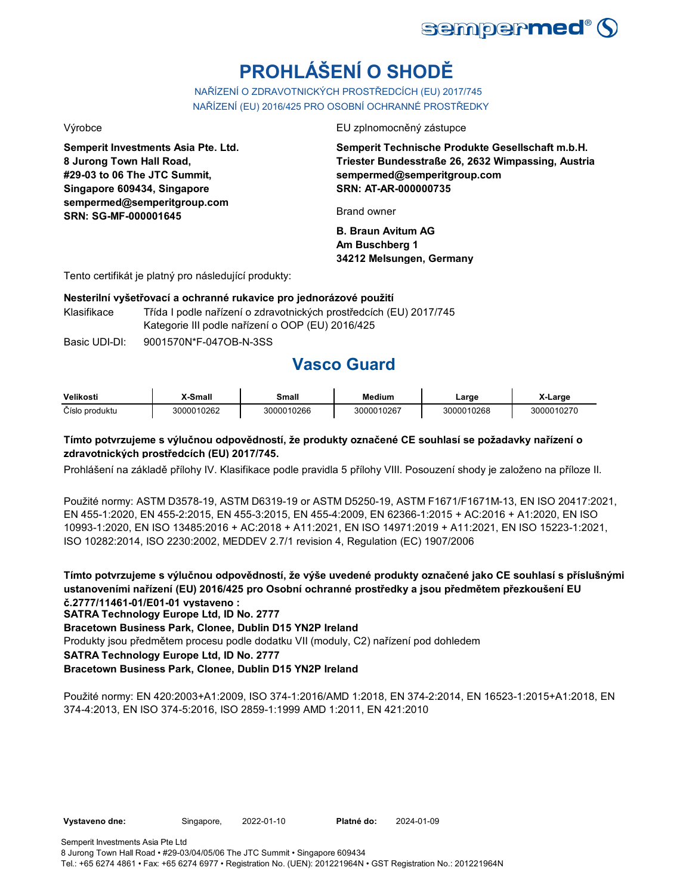# PROHLÁŠENÍ O SHODĚ

NAŘÍZENÍ O ZDRAVOTNICKÝCH PROSTŘEDCÍCH (EU) 2017/745

NAŘÍZENÍ (EU) 2016/425 PRO OSOBNÍ OCHRANNÉ PROSTŘEDKY

Výrobce

**Semperit Investments Asia Pte. Ltd.**
**8 Jurong Town Hall Road,**
**#29-03 to 06 The JTC Summit,**
**Singapore 609434, Singapore**
**sempermed@semperitgroup.com**
**SRN: SG-MF-000001645**

EU zplnomocněný zástupce

**Semperit Technische Produkte Gesellschaft m.b.H.**
**Triester Bundesstraße 26, 2632 Wimpassing, Austria**
**sempermed@semperitgroup.com**
**SRN: AT-AR-000000735**

Brand owner

**B. Braun Avitum AG**
**Am Buschberg 1**
**34212 Melsungen, Germany**

Tento certifikát je platný pro následující produkty:

**Nesterilní vyšetřovací a ochranné rukavice pro jednorázové použití**

Klasifikace: Třída I podle nařízení o zdravotnických prostředcích (EU) 2017/745
Kategorie III podle nařízení o OOP (EU) 2016/425

Basic UDI-DI: 9001570N*F-047OB-N-3SS

## Vasco Guard

| Velikosti | X-Small | Small | Medium | Large | X-Large |
|---|---|---|---|---|---|
| Číslo produktu | 3000010262 | 3000010266 | 3000010267 | 3000010268 | 3000010270 |

**Tímto potvrzujeme s výlučnou odpovědností, že produkty označené CE souhlasí se požadavky nařízení o zdravotnických prostředcích (EU) 2017/745.**

Prohlášení na základě přílohy IV. Klasifikace podle pravidla 5 přílohy VIII. Posouzení shody je založeno na příloze II.

Použité normy: ASTM D3578-19, ASTM D6319-19 or ASTM D5250-19, ASTM F1671/F1671M-13, EN ISO 20417:2021, EN 455-1:2020, EN 455-2:2015, EN 455-3:2015, EN 455-4:2009, EN 62366-1:2015 + AC:2016 + A1:2020, EN ISO 10993-1:2020, EN ISO 13485:2016 + AC:2018 + A11:2021, EN ISO 14971:2019 + A11:2021, EN ISO 15223-1:2021, ISO 10282:2014, ISO 2230:2002, MEDDEV 2.7/1 revision 4, Regulation (EC) 1907/2006

**Tímto potvrzujeme s výlučnou odpovědností, že výše uvedené produkty označené jako CE souhlasí s příslušnými ustanoveními nařízení (EU) 2016/425 pro Osobní ochranné prostředky a jsou předmětem přezkoušení EU č.2777/11461-01/E01-01 vystaveno :**
**SATRA Technology Europe Ltd, ID No. 2777**
**Bracetown Business Park, Clonee, Dublin D15 YN2P Ireland**

Produkty jsou předmětem procesu podle dodatku VII (moduly, C2) nařízení pod dohledem

**SATRA Technology Europe Ltd, ID No. 2777**
**Bracetown Business Park, Clonee, Dublin D15 YN2P Ireland**

Použité normy: EN 420:2003+A1:2009, ISO 374-1:2016/AMD 1:2018, EN 374-2:2014, EN 16523-1:2015+A1:2018, EN 374-4:2013, EN ISO 374-5:2016, ISO 2859-1:1999 AMD 1:2011, EN 421:2010

**Vystaveno dne:** Singapore, 2022-01-10 **Platné do:** 2024-01-09

Semperit Investments Asia Pte Ltd
8 Jurong Town Hall Road • #29-03/04/05/06 The JTC Summit • Singapore 609434
Tel.: +65 6274 4861 • Fax: +65 6274 6977 • Registration No. (UEN): 201221964N • GST Registration No.: 201221964N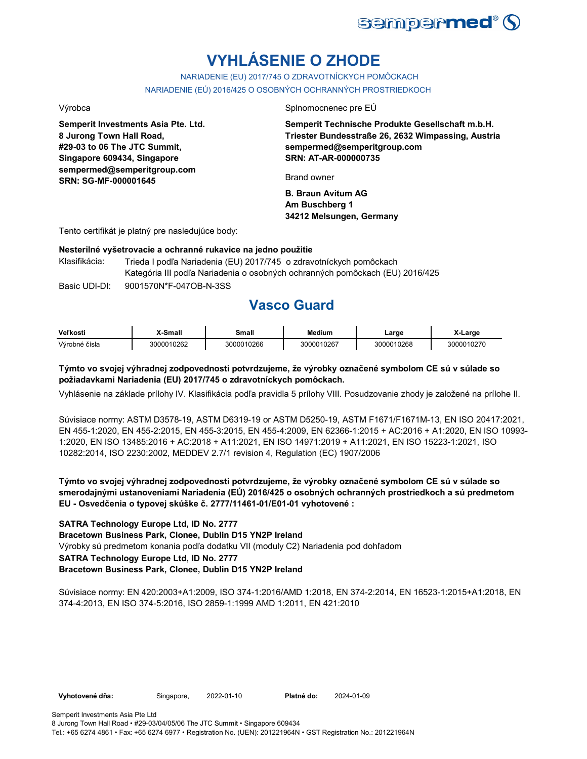# VYHLÁSENIE O ZHODE

NARIADENIE (EU) 2017/745 O ZDRAVOTNÍCKYCH POMÔCKACH

NARIADENIE (EÚ) 2016/425 O OSOBNÝCH OCHRANNÝCH PROSTRIEDKOCH

Výrobca

**Semperit Investments Asia Pte. Ltd.**
**8 Jurong Town Hall Road,**
**#29-03 to 06 The JTC Summit,**
**Singapore 609434, Singapore**
**sempermed@semperitgroup.com**
**SRN: SG-MF-000001645**

Splnomocnenec pre EÚ

**Semperit Technische Produkte Gesellschaft m.b.H.**
**Triester Bundesstraße 26, 2632 Wimpassing, Austria**
**sempermed@semperitgroup.com**
**SRN: AT-AR-000000735**

Brand owner

**B. Braun Avitum AG**
**Am Buschberg 1**
**34212 Melsungen, Germany**

Tento certifikát je platný pre nasledujúce body:

**Nesterilné vyšetrovacie a ochranné rukavice na jedno použitie**

Klasifikácia: Trieda I podľa Nariadenia (EU) 2017/745 o zdravotníckych pomôckach
Kategória III podľa Nariadenia o osobných ochranných pomôckach (EU) 2016/425

Basic UDI-DI: 9001570N*F-047OB-N-3SS

## Vasco Guard

| Veľkosti | X-Small | Small | Medium | Large | X-Large |
|---|---|---|---|---|---|
| Výrobné čísla | 3000010262 | 3000010266 | 3000010267 | 3000010268 | 3000010270 |

**Týmto vo svojej výhradnej zodpovednosti potvrdzujeme, že výrobky označené symbolom CE sú v súlade so požiadavkami Nariadenia (EU) 2017/745 o zdravotníckych pomôckach.**

Vyhlásenie na základe prílohy IV. Klasifikácia podľa pravidla 5 prílohy VIII. Posudzovanie zhody je založené na prílohe II.

Súvisiace normy: ASTM D3578-19, ASTM D6319-19 or ASTM D5250-19, ASTM F1671/F1671M-13, EN ISO 20417:2021, EN 455-1:2020, EN 455-2:2015, EN 455-3:2015, EN 455-4:2009, EN 62366-1:2015 + AC:2016 + A1:2020, EN ISO 10993-1:2020, EN ISO 13485:2016 + AC:2018 + A11:2021, EN ISO 14971:2019 + A11:2021, EN ISO 15223-1:2021, ISO 10282:2014, ISO 2230:2002, MEDDEV 2.7/1 revision 4, Regulation (EC) 1907/2006

**Týmto vo svojej výhradnej zodpovednosti potvrdzujeme, že výrobky označené symbolom CE sú v súlade so smerodajnými ustanoveniami Nariadenia (EÚ) 2016/425 o osobných ochranných prostriedkoch a sú predmetom EU - Osvedčenia o typovej skúške č. 2777/11461-01/E01-01 vyhotovené :**

**SATRA Technology Europe Ltd, ID No. 2777**
**Bracetown Business Park, Clonee, Dublin D15 YN2P Ireland**
Výrobky sú predmetom konania podľa dodatku VII (moduly C2) Nariadenia pod dohľadom
**SATRA Technology Europe Ltd, ID No. 2777**
**Bracetown Business Park, Clonee, Dublin D15 YN2P Ireland**

Súvisiace normy: EN 420:2003+A1:2009, ISO 374-1:2016/AMD 1:2018, EN 374-2:2014, EN 16523-1:2015+A1:2018, EN 374-4:2013, EN ISO 374-5:2016, ISO 2859-1:1999 AMD 1:2011, EN 421:2010

**Vyhotovené dňa:** Singapore, 2022-01-10 **Platné do:** 2024-01-09

Semperit Investments Asia Pte Ltd
8 Jurong Town Hall Road • #29-03/04/05/06 The JTC Summit • Singapore 609434
Tel.: +65 6274 4861 • Fax: +65 6274 6977 • Registration No. (UEN): 201221964N • GST Registration No.: 201221964N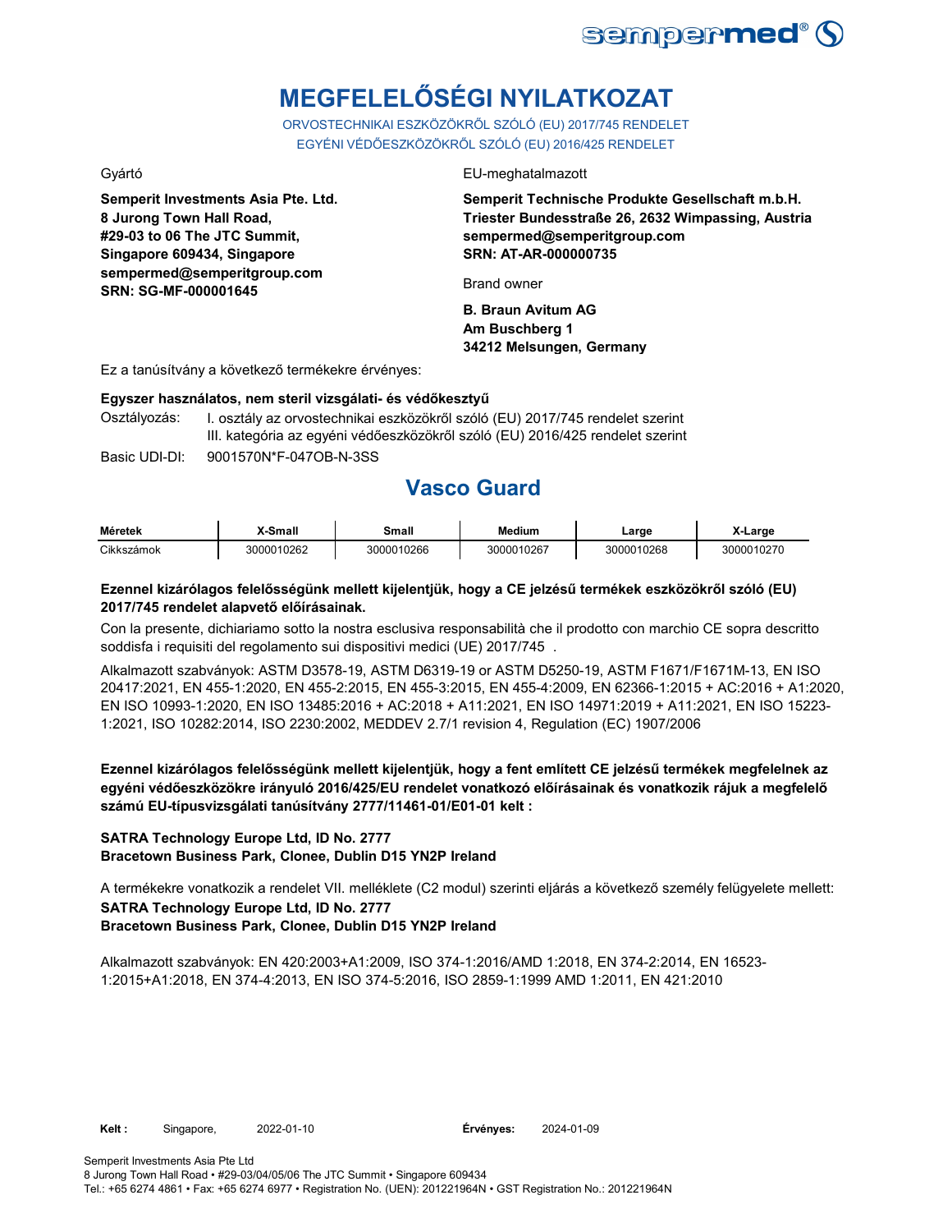# MEGFELELŐSÉGI NYILATKOZAT

ORVOSTECHNIKAI ESZKÖZÖKRŐL SZÓLÓ (EU) 2017/745 RENDELET
EGYÉNI VÉDŐESZKÖZÖKRŐL SZÓLÓ (EU) 2016/425 RENDELET

Gyártó

**Semperit Investments Asia Pte. Ltd.**
**8 Jurong Town Hall Road,**
**#29-03 to 06 The JTC Summit,**
**Singapore 609434, Singapore**
**sempermed@semperitgroup.com**
**SRN: SG-MF-000001645**

EU-meghatalmazott

**Semperit Technische Produkte Gesellschaft m.b.H.**
**Triester Bundesstraße 26, 2632 Wimpassing, Austria**
**sempermed@semperitgroup.com**
**SRN: AT-AR-000000735**

Brand owner

**B. Braun Avitum AG**
**Am Buschberg 1**
**34212 Melsungen, Germany**

Ez a tanúsítvány a következő termékekre érvényes:

**Egyszer használatos, nem steril vizsgálati- és védőkesztyű**

Osztályozás: I. osztály az orvostechnikai eszközökről szóló (EU) 2017/745 rendelet szerint
III. kategória az egyéni védőeszközökről szóló (EU) 2016/425 rendelet szerint

Basic UDI-DI: 9001570N*F-047OB-N-3SS

## Vasco Guard

| Méretek | X-Small | Small | Medium | Large | X-Large |
|---|---|---|---|---|---|
| Cikkszámok | 3000010262 | 3000010266 | 3000010267 | 3000010268 | 3000010270 |

**Ezennel kizárólagos felelősségünk mellett kijelentjük, hogy a CE jelzésű termékek eszközökről szóló (EU) 2017/745 rendelet alapvető előírásainak.**

Con la presente, dichiariamo sotto la nostra esclusiva responsabilità che il prodotto con marchio CE sopra descritto soddisfa i requisiti del regolamento sui dispositivi medici (UE) 2017/745 .

Alkalmazott szabványok: ASTM D3578-19, ASTM D6319-19 or ASTM D5250-19, ASTM F1671/F1671M-13, EN ISO 20417:2021, EN 455-1:2020, EN 455-2:2015, EN 455-3:2015, EN 455-4:2009, EN 62366-1:2015 + AC:2016 + A1:2020, EN ISO 10993-1:2020, EN ISO 13485:2016 + AC:2018 + A11:2021, EN ISO 14971:2019 + A11:2021, EN ISO 15223-1:2021, ISO 10282:2014, ISO 2230:2002, MEDDEV 2.7/1 revision 4, Regulation (EC) 1907/2006

**Ezennel kizárólagos felelősségünk mellett kijelentjük, hogy a fent említett CE jelzésű termékek megfelelnek az egyéni védőeszközökre irányuló 2016/425/EU rendelet vonatkozó előírásainak és vonatkozik rájuk a megfelelő számú EU-típusvizsgálati tanúsítvány 2777/11461-01/E01-01 kelt :**

**SATRA Technology Europe Ltd, ID No. 2777**
**Bracetown Business Park, Clonee, Dublin D15 YN2P Ireland**

A termékekre vonatkozik a rendelet VII. melléklete (C2 modul) szerinti eljárás a következő személy felügyelete mellett:
**SATRA Technology Europe Ltd, ID No. 2777**
**Bracetown Business Park, Clonee, Dublin D15 YN2P Ireland**

Alkalmazott szabványok: EN 420:2003+A1:2009, ISO 374-1:2016/AMD 1:2018, EN 374-2:2014, EN 16523-1:2015+A1:2018, EN 374-4:2013, EN ISO 374-5:2016, ISO 2859-1:1999 AMD 1:2011, EN 421:2010

**Kelt :** Singapore, 2022-01-10 **Érvényes:** 2024-01-09

Semperit Investments Asia Pte Ltd
8 Jurong Town Hall Road • #29-03/04/05/06 The JTC Summit • Singapore 609434
Tel.: +65 6274 4861 • Fax: +65 6274 6977 • Registration No. (UEN): 201221964N • GST Registration No.: 201221964N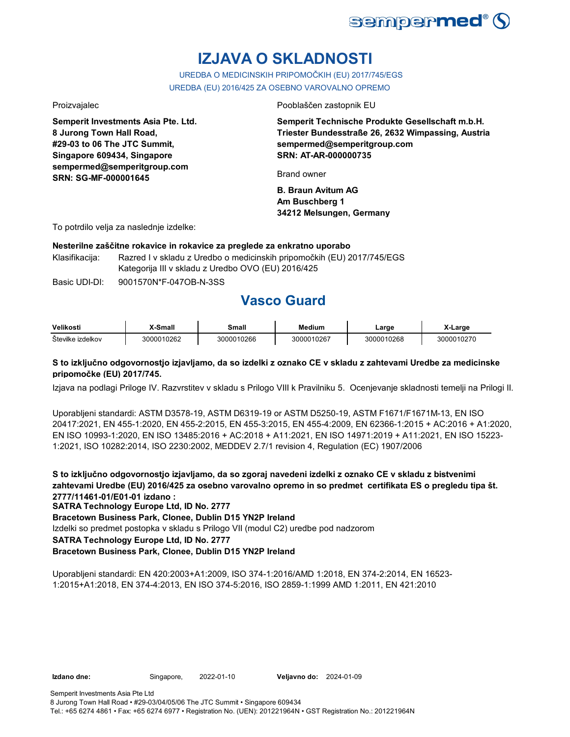# IZJAVA O SKLADNOSTI

UREDBA O MEDICINSKIH PRIPOMOČKIH (EU) 2017/745/EGS

UREDBA (EU) 2016/425 ZA OSEBNO VAROVALNO OPREMO

Proizvajalec

**Semperit Investments Asia Pte. Ltd.**
**8 Jurong Town Hall Road,**
**#29-03 to 06 The JTC Summit,**
**Singapore 609434, Singapore**
**sempermed@semperitgroup.com**
**SRN: SG-MF-000001645**

Pooblaščen zastopnik EU

**Semperit Technische Produkte Gesellschaft m.b.H.**
**Triester Bundesstraße 26, 2632 Wimpassing, Austria**
**sempermed@semperitgroup.com**
**SRN: AT-AR-000000735**

Brand owner

**B. Braun Avitum AG**
**Am Buschberg 1**
**34212 Melsungen, Germany**

To potrdilo velja za naslednje izdelke:

**Nesterilne zaščitne rokavice in rokavice za preglede za enkratno uporabo**

Klasifikacija: Razred I v skladu z Uredbo o medicinskih pripomočkih (EU) 2017/745/EGS
Kategorija III v skladu z Uredbo OVO (EU) 2016/425

Basic UDI-DI: 9001570N*F-047OB-N-3SS

## Vasco Guard

| Velikosti | X-Small | Small | Medium | Large | X-Large |
|---|---|---|---|---|---|
| Številke izdelkov | 3000010262 | 3000010266 | 3000010267 | 3000010268 | 3000010270 |

**S to izključno odgovornostjo izjavljamo, da so izdelki z oznako CE v skladu z zahtevami Uredbe za medicinske pripomočke (EU) 2017/745.**

Izjava na podlagi Priloge IV. Razvrstitev v skladu s Prilogo VIII k Pravilniku 5. Ocenjevanje skladnosti temelji na Prilogi II.

Uporabljeni standardi: ASTM D3578-19, ASTM D6319-19 or ASTM D5250-19, ASTM F1671/F1671M-13, EN ISO 20417:2021, EN 455-1:2020, EN 455-2:2015, EN 455-3:2015, EN 455-4:2009, EN 62366-1:2015 + AC:2016 + A1:2020, EN ISO 10993-1:2020, EN ISO 13485:2016 + AC:2018 + A11:2021, EN ISO 14971:2019 + A11:2021, EN ISO 15223-1:2021, ISO 10282:2014, ISO 2230:2002, MEDDEV 2.7/1 revision 4, Regulation (EC) 1907/2006

**S to izključno odgovornostjo izjavljamo, da so zgoraj navedeni izdelki z oznako CE v skladu z bistvenimi zahtevami Uredbe (EU) 2016/425 za osebno varovalno opremo in so predmet certifikata ES o pregledu tipa št. 2777/11461-01/E01-01 izdano :**
**SATRA Technology Europe Ltd, ID No. 2777**
**Bracetown Business Park, Clonee, Dublin D15 YN2P Ireland**
Izdelki so predmet postopka v skladu s Prilogo VII (modul C2) uredbe pod nadzorom
**SATRA Technology Europe Ltd, ID No. 2777**
**Bracetown Business Park, Clonee, Dublin D15 YN2P Ireland**

Uporabljeni standardi: EN 420:2003+A1:2009, ISO 374-1:2016/AMD 1:2018, EN 374-2:2014, EN 16523-1:2015+A1:2018, EN 374-4:2013, EN ISO 374-5:2016, ISO 2859-1:1999 AMD 1:2011, EN 421:2010

**Izdano dne:** Singapore, 2022-01-10 **Veljavno do:** 2024-01-09

Semperit Investments Asia Pte Ltd
8 Jurong Town Hall Road • #29-03/04/05/06 The JTC Summit • Singapore 609434
Tel.: +65 6274 4861 • Fax: +65 6274 6977 • Registration No. (UEN): 201221964N • GST Registration No.: 201221964N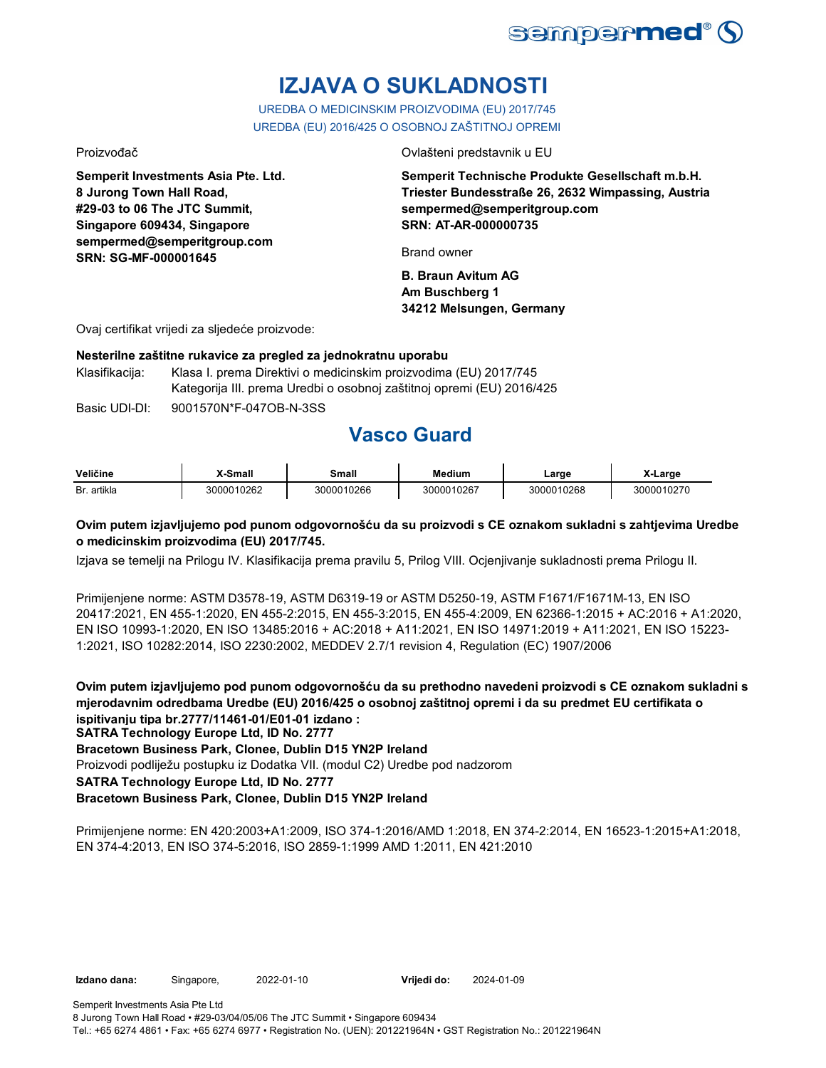# IZJAVA O SUKLADNOSTI

UREDBA O MEDICINSKIM PROIZVODIMA (EU) 2017/745
UREDBA (EU) 2016/425 O OSOBNOJ ZAŠTITNOJ OPREMI

Proizvođač

**Semperit Investments Asia Pte. Ltd.**
**8 Jurong Town Hall Road,**
**#29-03 to 06 The JTC Summit,**
**Singapore 609434, Singapore**
**sempermed@semperitgroup.com**
**SRN: SG-MF-000001645**

Ovlašteni predstavnik u EU

**Semperit Technische Produkte Gesellschaft m.b.H.**
**Triester Bundesstraße 26, 2632 Wimpassing, Austria**
**sempermed@semperitgroup.com**
**SRN: AT-AR-000000735**

Brand owner

**B. Braun Avitum AG**
**Am Buschberg 1**
**34212 Melsungen, Germany**

Ovaj certifikat vrijedi za sljedeće proizvode:

**Nesterilne zaštitne rukavice za pregled za jednokratnu uporabu**

Klasifikacija: Klasa I. prema Direktivi o medicinskim proizvodima (EU) 2017/745
Kategorija III. prema Uredbi o osobnoj zaštitnoj opremi (EU) 2016/425

Basic UDI-DI: 9001570N*F-047OB-N-3SS

## Vasco Guard

| Veličine | X-Small | Small | Medium | Large | X-Large |
|---|---|---|---|---|---|
| Br. artikla | 3000010262 | 3000010266 | 3000010267 | 3000010268 | 3000010270 |

**Ovim putem izjavljujemo pod punom odgovornošću da su proizvodi s CE oznakom sukladni s zahtjevima Uredbe o medicinskim proizvodima (EU) 2017/745.**

Izjava se temelji na Prilogu IV. Klasifikacija prema pravilu 5, Prilog VIII. Ocjenjivanje sukladnosti prema Prilogu II.

Primijenjene norme: ASTM D3578-19, ASTM D6319-19 or ASTM D5250-19, ASTM F1671/F1671M-13, EN ISO 20417:2021, EN 455-1:2020, EN 455-2:2015, EN 455-3:2015, EN 455-4:2009, EN 62366-1:2015 + AC:2016 + A1:2020, EN ISO 10993-1:2020, EN ISO 13485:2016 + AC:2018 + A11:2021, EN ISO 14971:2019 + A11:2021, EN ISO 15223-1:2021, ISO 10282:2014, ISO 2230:2002, MEDDEV 2.7/1 revision 4, Regulation (EC) 1907/2006

**Ovim putem izjavljujemo pod punom odgovornošću da su prethodno navedeni proizvodi s CE oznakom sukladni s mjerodavnim odredbama Uredbe (EU) 2016/425 o osobnoj zaštitnoj opremi i da su predmet EU certifikata o ispitivanju tipa br.2777/11461-01/E01-01 izdano :**
**SATRA Technology Europe Ltd, ID No. 2777**
**Bracetown Business Park, Clonee, Dublin D15 YN2P Ireland**
Proizvodi podliježu postupku iz Dodatka VII. (modul C2) Uredbe pod nadzorom
**SATRA Technology Europe Ltd, ID No. 2777**
**Bracetown Business Park, Clonee, Dublin D15 YN2P Ireland**

Primijenjene norme: EN 420:2003+A1:2009, ISO 374-1:2016/AMD 1:2018, EN 374-2:2014, EN 16523-1:2015+A1:2018, EN 374-4:2013, EN ISO 374-5:2016, ISO 2859-1:1999 AMD 1:2011, EN 421:2010

**Izdano dana:** Singapore, 2022-01-10 **Vrijedi do:** 2024-01-09

Semperit Investments Asia Pte Ltd
8 Jurong Town Hall Road • #29-03/04/05/06 The JTC Summit • Singapore 609434
Tel.: +65 6274 4861 • Fax: +65 6274 6977 • Registration No. (UEN): 201221964N • GST Registration No.: 201221964N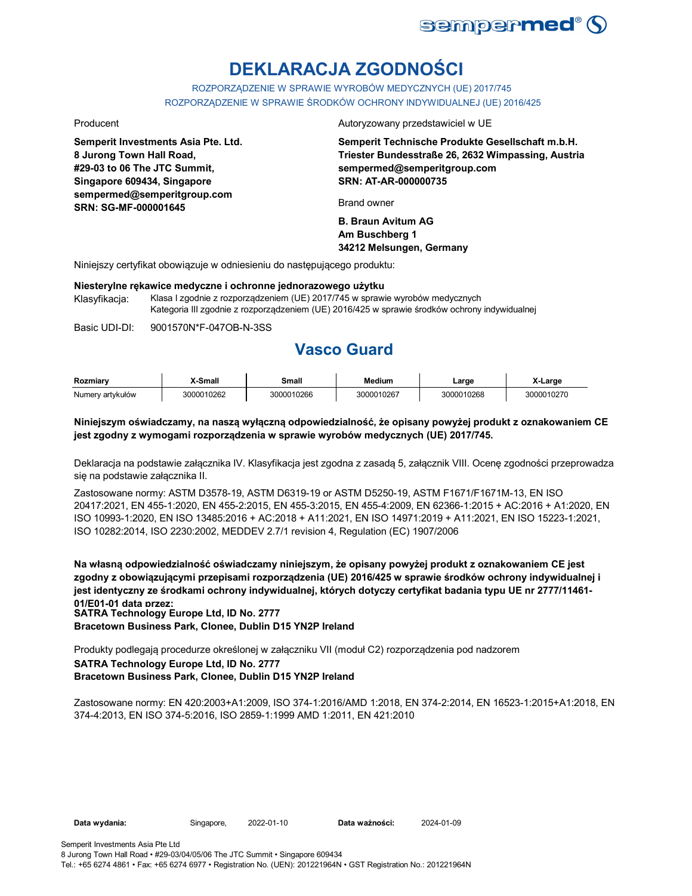# DEKLARACJA ZGODNOŚCI

ROZPORZĄDZENIE W SPRAWIE WYROBÓW MEDYCZNYCH (UE) 2017/745
ROZPORZĄDZENIE W SPRAWIE ŚRODKÓW OCHRONY INDYWIDUALNEJ (UE) 2016/425

Producent

**Semperit Investments Asia Pte. Ltd.**
**8 Jurong Town Hall Road,**
**#29-03 to 06 The JTC Summit,**
**Singapore 609434, Singapore**
**sempermed@semperitgroup.com**
**SRN: SG-MF-000001645**

Autoryzowany przedstawiciel w UE

**Semperit Technische Produkte Gesellschaft m.b.H.**
**Triester Bundesstraße 26, 2632 Wimpassing, Austria**
**sempermed@semperitgroup.com**
**SRN: AT-AR-000000735**

Brand owner

**B. Braun Avitum AG**
**Am Buschberg 1**
**34212 Melsungen, Germany**

Niniejszy certyfikat obowiązuje w odniesieniu do następującego produktu:

**Niesterylne rękawice medyczne i ochronne jednorazowego użytku**

Klasyfikacja: Klasa I zgodnie z rozporządzeniem (UE) 2017/745 w sprawie wyrobów medycznych
Kategoria III zgodnie z rozporządzeniem (UE) 2016/425 w sprawie środków ochrony indywidualnej

Basic UDI-DI: 9001570N*F-047OB-N-3SS

## Vasco Guard

| Rozmiary | X-Small | Small | Medium | Large | X-Large |
|---|---|---|---|---|---|
| Numery artykułów | 3000010262 | 3000010266 | 3000010267 | 3000010268 | 3000010270 |

**Niniejszym oświadczamy, na naszą wyłączną odpowiedzialność, że opisany powyżej produkt z oznakowaniem CE jest zgodny z wymogami rozporządzenia w sprawie wyrobów medycznych (UE) 2017/745.**

Deklaracja na podstawie załącznika IV. Klasyfikacja jest zgodna z zasadą 5, załącznik VIII. Ocenę zgodności przeprowadza się na podstawie załącznika II.

Zastosowane normy: ASTM D3578-19, ASTM D6319-19 or ASTM D5250-19, ASTM F1671/F1671M-13, EN ISO 20417:2021, EN 455-1:2020, EN 455-2:2015, EN 455-3:2015, EN 455-4:2009, EN 62366-1:2015 + AC:2016 + A1:2020, EN ISO 10993-1:2020, EN ISO 13485:2016 + AC:2018 + A11:2021, EN ISO 14971:2019 + A11:2021, EN ISO 15223-1:2021, ISO 10282:2014, ISO 2230:2002, MEDDEV 2.7/1 revision 4, Regulation (EC) 1907/2006

**Na własną odpowiedzialność oświadczamy niniejszym, że opisany powyżej produkt z oznakowaniem CE jest zgodny z obowiązującymi przepisami rozporządzenia (UE) 2016/425 w sprawie środków ochrony indywidualnej i jest identyczny ze środkami ochrony indywidualnej, których dotyczy certyfikat badania typu UE nr 2777/11461-01/E01-01 data przez:**
**SATRA Technology Europe Ltd, ID No. 2777**
**Bracetown Business Park, Clonee, Dublin D15 YN2P Ireland**

Produkty podlegają procedurze określonej w załączniku VII (moduł C2) rozporządzenia pod nadzorem
**SATRA Technology Europe Ltd, ID No. 2777**
**Bracetown Business Park, Clonee, Dublin D15 YN2P Ireland**

Zastosowane normy: EN 420:2003+A1:2009, ISO 374-1:2016/AMD 1:2018, EN 374-2:2014, EN 16523-1:2015+A1:2018, EN 374-4:2013, EN ISO 374-5:2016, ISO 2859-1:1999 AMD 1:2011, EN 421:2010

**Data wydania:** Singapore, 2022-01-10 **Data ważności:** 2024-01-09

Semperit Investments Asia Pte Ltd
8 Jurong Town Hall Road • #29-03/04/05/06 The JTC Summit • Singapore 609434
Tel.: +65 6274 4861 • Fax: +65 6274 6977 • Registration No. (UEN): 201221964N • GST Registration No.: 201221964N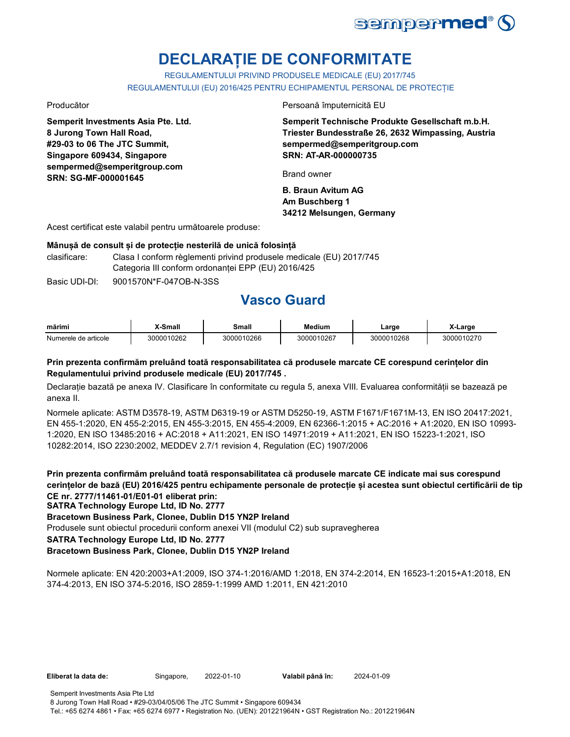sempermed®

# DECLARAȚIE DE CONFORMITATE

REGULAMENTULUI PRIVIND PRODUSELE MEDICALE (EU) 2017/745

REGULAMENTULUI (EU) 2016/425 PENTRU ECHIPAMENTUL PERSONAL DE PROTECȚIE

Producător

**Semperit Investments Asia Pte. Ltd.**
**8 Jurong Town Hall Road,**
**#29-03 to 06 The JTC Summit,**
**Singapore 609434, Singapore**
**sempermed@semperitgroup.com**
**SRN: SG-MF-000001645**

Persoană împuternicită EU

**Semperit Technische Produkte Gesellschaft m.b.H.**
**Triester Bundesstraße 26, 2632 Wimpassing, Austria**
**sempermed@semperitgroup.com**
**SRN: AT-AR-000000735**

Brand owner

**B. Braun Avitum AG**
**Am Buschberg 1**
**34212 Melsungen, Germany**

Acest certificat este valabil pentru următoarele produse:

**Mânușă de consult și de protecție nesterilă de unică folosință**

clasificare: Clasa I conform règlementi privind produsele medicale (EU) 2017/745
Categoria III conform ordonanței EPP (EU) 2016/425

Basic UDI-DI: 9001570N*F-047OB-N-3SS

## Vasco Guard

| mărimi | X-Small | Small | Medium | Large | X-Large |
|---|---|---|---|---|---|
| Numerele de articole | 3000010262 | 3000010266 | 3000010267 | 3000010268 | 3000010270 |

**Prin prezenta confirmăm preluând toată responsabilitatea că produsele marcate CE corespund cerințelor din Regulamentului privind produsele medicale (EU) 2017/745 .**

Declarație bazată pe anexa IV. Clasificare în conformitate cu regula 5, anexa VIII. Evaluarea conformității se bazează pe anexa II.

Normele aplicate: ASTM D3578-19, ASTM D6319-19 or ASTM D5250-19, ASTM F1671/F1671M-13, EN ISO 20417:2021, EN 455-1:2020, EN 455-2:2015, EN 455-3:2015, EN 455-4:2009, EN 62366-1:2015 + AC:2016 + A1:2020, EN ISO 10993-1:2020, EN ISO 13485:2016 + AC:2018 + A11:2021, EN ISO 14971:2019 + A11:2021, EN ISO 15223-1:2021, ISO 10282:2014, ISO 2230:2002, MEDDEV 2.7/1 revision 4, Regulation (EC) 1907/2006

**Prin prezenta confirmăm preluând toată responsabilitatea că produsele marcate CE indicate mai sus corespund cerințelor de bază (EU) 2016/425 pentru echipamente personale de protecție și acestea sunt obiectul certificării de tip CE nr. 2777/11461-01/E01-01 eliberat prin:**
**SATRA Technology Europe Ltd, ID No. 2777**
**Bracetown Business Park, Clonee, Dublin D15 YN2P Ireland**
Produsele sunt obiectul procedurii conform anexei VII (modulul C2) sub supravegherea
**SATRA Technology Europe Ltd, ID No. 2777**
**Bracetown Business Park, Clonee, Dublin D15 YN2P Ireland**

Normele aplicate: EN 420:2003+A1:2009, ISO 374-1:2016/AMD 1:2018, EN 374-2:2014, EN 16523-1:2015+A1:2018, EN 374-4:2013, EN ISO 374-5:2016, ISO 2859-1:1999 AMD 1:2011, EN 421:2010

**Eliberat la data de:** Singapore, 2022-01-10 **Valabil până în:** 2024-01-09

Semperit Investments Asia Pte Ltd
8 Jurong Town Hall Road • #29-03/04/05/06 The JTC Summit • Singapore 609434
Tel.: +65 6274 4861 • Fax: +65 6274 6977 • Registration No. (UEN): 201221964N • GST Registration No.: 201221964N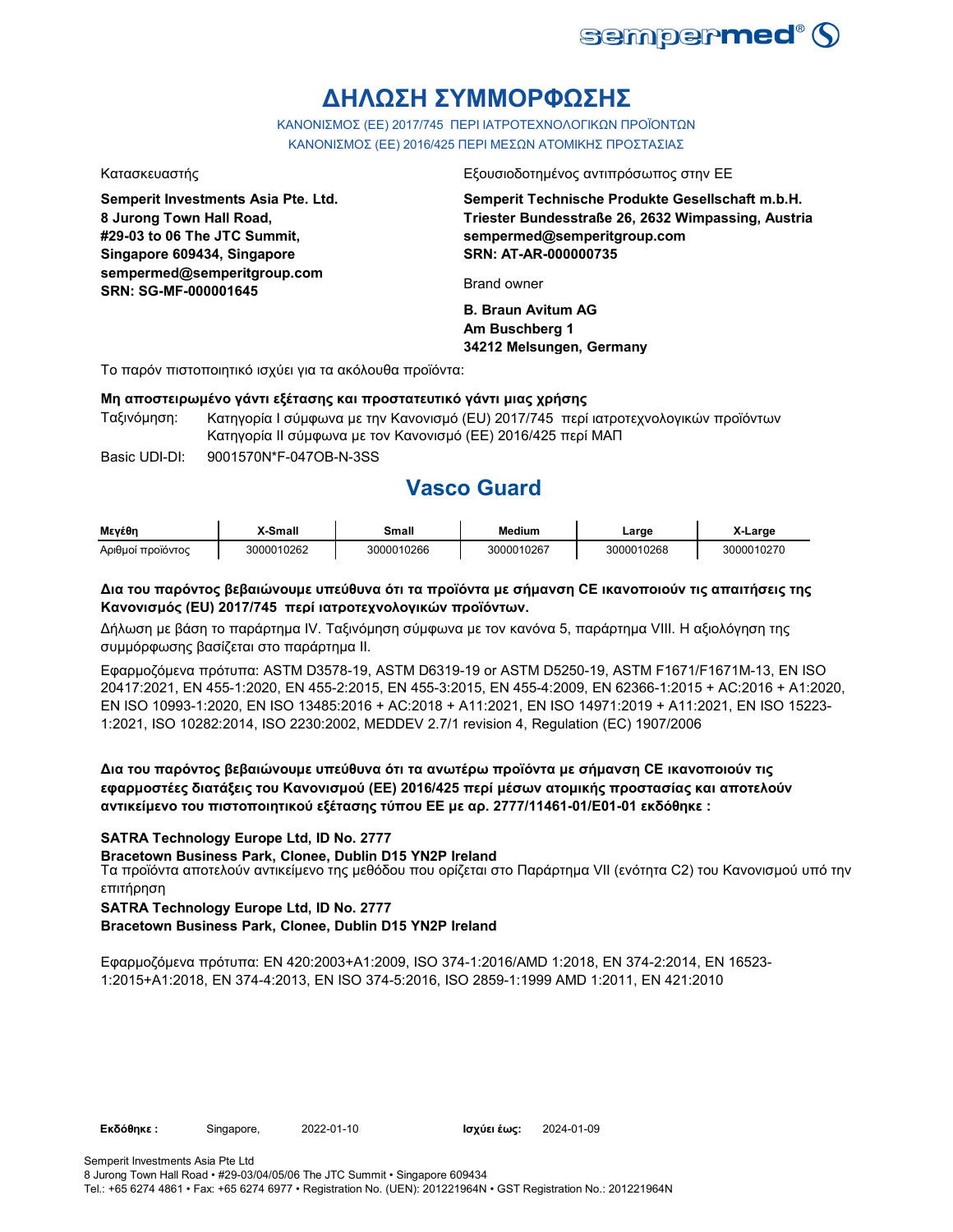# ΔΗΛΩΣΗ ΣΥΜΜΟΡΦΩΣΗΣ

ΚΑΝΟΝΙΣΜΟΣ (ΕΕ) 2017/745 ΠΕΡΙ ΙΑΤΡΟΤΕΧΝΟΛΟΓΙΚΩΝ ΠΡΟΪΟΝΤΩΝ
ΚΑΝΟΝΙΣΜΟΣ (ΕΕ) 2016/425 ΠΕΡΙ ΜΕΣΩΝ ΑΤΟΜΙΚΗΣ ΠΡΟΣΤΑΣΙΑΣ

Κατασκευαστής

**Semperit Investments Asia Pte. Ltd.**
**8 Jurong Town Hall Road,**
**#29-03 to 06 The JTC Summit,**
**Singapore 609434, Singapore**
**sempermed@semperitgroup.com**
**SRN: SG-MF-000001645**

Εξουσιοδοτημένος αντιπρόσωπος στην ΕΕ

**Semperit Technische Produkte Gesellschaft m.b.H.**
**Triester Bundesstraße 26, 2632 Wimpassing, Austria**
**sempermed@semperitgroup.com**
**SRN: AT-AR-000000735**

Brand owner

**B. Braun Avitum AG**
**Am Buschberg 1**
**34212 Melsungen, Germany**

Το παρόν πιστοποιητικό ισχύει για τα ακόλουθα προϊόντα:

**Μη αποστειρωμένο γάντι εξέτασης και προστατευτικό γάντι μιας χρήσης**

Ταξινόμηση: Κατηγορία I σύμφωνα με την Κανονισμό (EU) 2017/745 περί ιατροτεχνολογικών προϊόντων
Κατηγορία II σύμφωνα με τον Κανονισμό (ΕΕ) 2016/425 περί ΜΑΠ

Basic UDI-DI: 9001570N*F-047OB-N-3SS

## Vasco Guard

| Μεγέθη | X-Small | Small | Medium | Large | X-Large |
|---|---|---|---|---|---|
| Αριθμοί προϊόντος | 3000010262 | 3000010266 | 3000010267 | 3000010268 | 3000010270 |

**Δια του παρόντος βεβαιώνουμε υπεύθυνα ότι τα προϊόντα με σήμανση CE ικανοποιούν τις απαιτήσεις της Κανονισμός (EU) 2017/745 περί ιατροτεχνολογικών προϊόντων.**

Δήλωση με βάση το παράρτημα IV. Ταξινόμηση σύμφωνα με τον κανόνα 5, παράρτημα VIII. Η αξιολόγηση της συμμόρφωσης βασίζεται στο παράρτημα II.

Εφαρμοζόμενα πρότυπα: ASTM D3578-19, ASTM D6319-19 or ASTM D5250-19, ASTM F1671/F1671M-13, EN ISO 20417:2021, EN 455-1:2020, EN 455-2:2015, EN 455-3:2015, EN 455-4:2009, EN 62366-1:2015 + AC:2016 + A1:2020, EN ISO 10993-1:2020, EN ISO 13485:2016 + AC:2018 + A11:2021, EN ISO 14971:2019 + A11:2021, EN ISO 15223-1:2021, ISO 10282:2014, ISO 2230:2002, MEDDEV 2.7/1 revision 4, Regulation (EC) 1907/2006

**Δια του παρόντος βεβαιώνουμε υπεύθυνα ότι τα ανωτέρω προϊόντα με σήμανση CE ικανοποιούν τις εφαρμοστέες διατάξεις του Κανονισμού (ΕΕ) 2016/425 περί μέσων ατομικής προστασίας και αποτελούν αντικείμενο του πιστοποιητικού εξέτασης τύπου ΕΕ με αρ. 2777/11461-01/E01-01 εκδόθηκε :**

**SATRA Technology Europe Ltd, ID No. 2777**
**Bracetown Business Park, Clonee, Dublin D15 YN2P Ireland**
Τα προϊόντα αποτελούν αντικείμενο της μεθόδου που ορίζεται στο Παράρτημα VII (ενότητα C2) του Κανονισμού υπό την επιτήρηση
**SATRA Technology Europe Ltd, ID No. 2777**
**Bracetown Business Park, Clonee, Dublin D15 YN2P Ireland**

Εφαρμοζόμενα πρότυπα: EN 420:2003+A1:2009, ISO 374-1:2016/AMD 1:2018, EN 374-2:2014, EN 16523-1:2015+A1:2018, EN 374-4:2013, EN ISO 374-5:2016, ISO 2859-1:1999 AMD 1:2011, EN 421:2010

**Εκδόθηκε :** Singapore, 2022-01-10 **Ισχύει έως:** 2024-01-09

Semperit Investments Asia Pte Ltd
8 Jurong Town Hall Road • #29-03/04/05/06 The JTC Summit • Singapore 609434
Tel.: +65 6274 4861 • Fax: +65 6274 6977 • Registration No. (UEN): 201221964N • GST Registration No.: 201221964N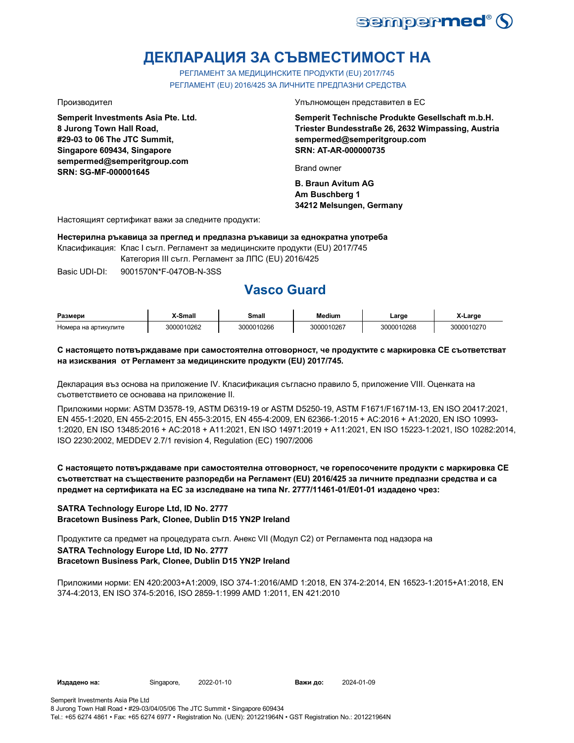# ДЕКЛАРАЦИЯ ЗА СЪВМЕСТИМОСТ НА

РЕГЛАМЕНТ ЗА МЕДИЦИНСКИТЕ ПРОДУКТИ (EU) 2017/745
РЕГЛАМЕНТ (EU) 2016/425 ЗА ЛИЧНИТЕ ПРЕДПАЗНИ СРЕДСТВА

Производител

**Semperit Investments Asia Pte. Ltd.**
**8 Jurong Town Hall Road,**
**#29-03 to 06 The JTC Summit,**
**Singapore 609434, Singapore**
**sempermed@semperitgroup.com**
**SRN: SG-MF-000001645**

Упълномощен представител в ЕС

**Semperit Technische Produkte Gesellschaft m.b.H.**
**Triester Bundesstraße 26, 2632 Wimpassing, Austria**
**sempermed@semperitgroup.com**
**SRN: AT-AR-000000735**

Brand owner

**B. Braun Avitum AG**
**Am Buschberg 1**
**34212 Melsungen, Germany**

Настоящият сертификат важи за следните продукти:

**Нестерилна ръкавица за преглед и предпазна ръкавици за еднократна употреба**

Класификация: Клас I съгл. Регламент за медицинските продукти (EU) 2017/745
Категория III съгл. Регламент за ЛПС (EU) 2016/425

Basic UDI-DI: 9001570N*F-047OB-N-3SS

## Vasco Guard

| Размери | X-Small | Small | Medium | Large | X-Large |
|---|---|---|---|---|---|
| Номера на артикулите | 3000010262 | 3000010266 | 3000010267 | 3000010268 | 3000010270 |

**С настоящето потвърждаваме при самостоятелна отговорност, че продуктите с маркировка СЕ съответстват на изисквания от Регламент за медицинските продукти (EU) 2017/745.**

Декларация въз основа на приложение IV. Класификация съгласно правило 5, приложение VIII. Оценката на съответствието се основава на приложение II.

Приложими норми: ASTM D3578-19, ASTM D6319-19 or ASTM D5250-19, ASTM F1671/F1671M-13, EN ISO 20417:2021, EN 455-1:2020, EN 455-2:2015, EN 455-3:2015, EN 455-4:2009, EN 62366-1:2015 + AC:2016 + A1:2020, EN ISO 10993-1:2020, EN ISO 13485:2016 + AC:2018 + A11:2021, EN ISO 14971:2019 + A11:2021, EN ISO 15223-1:2021, ISO 10282:2014, ISO 2230:2002, MEDDEV 2.7/1 revision 4, Regulation (EC) 1907/2006

**С настоящето потвърждаваме при самостоятелна отговорност, че горепосочените продукти с маркировка СЕ съответстват на съществените разпоредби на Регламент (EU) 2016/425 за личните предпазни средства и са предмет на сертификата на ЕС за изследване на типа Nr. 2777/11461-01/E01-01 издадено чрез:**

**SATRA Technology Europe Ltd, ID No. 2777**
**Bracetown Business Park, Clonee, Dublin D15 YN2P Ireland**

Продуктите са предмет на процедурата съгл. Анекс VII (Модул С2) от Регламента под надзора на

**SATRA Technology Europe Ltd, ID No. 2777**
**Bracetown Business Park, Clonee, Dublin D15 YN2P Ireland**

Приложими норми: EN 420:2003+A1:2009, ISO 374-1:2016/AMD 1:2018, EN 374-2:2014, EN 16523-1:2015+A1:2018, EN 374-4:2013, EN ISO 374-5:2016, ISO 2859-1:1999 AMD 1:2011, EN 421:2010

**Издадено на:** Singapore, 2022-01-10 **Важи до:** 2024-01-09

Semperit Investments Asia Pte Ltd
8 Jurong Town Hall Road • #29-03/04/05/06 The JTC Summit • Singapore 609434
Tel.: +65 6274 4861 • Fax: +65 6274 6977 • Registration No. (UEN): 201221964N • GST Registration No.: 201221964N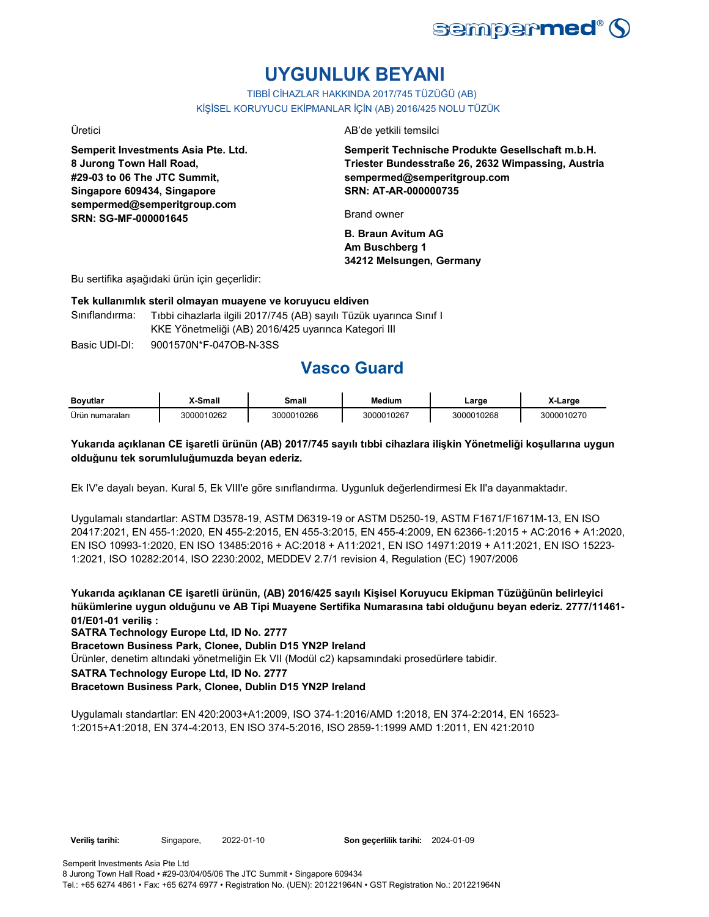sempermed®

# UYGUNLUK BEYANI

TIBBİ CİHAZLAR HAKKINDA 2017/745 TÜZÜĞÜ (AB)
KİŞİSEL KORUYUCU EKİPMANLAR İÇİN (AB) 2016/425 NOLU TÜZÜK

Üretici

**Semperit Investments Asia Pte. Ltd.**
**8 Jurong Town Hall Road,**
**#29-03 to 06 The JTC Summit,**
**Singapore 609434, Singapore**
**sempermed@semperitgroup.com**
**SRN: SG-MF-000001645**

AB'de yetkili temsilci

**Semperit Technische Produkte Gesellschaft m.b.H.**
**Triester Bundesstraße 26, 2632 Wimpassing, Austria**
**sempermed@semperitgroup.com**
**SRN: AT-AR-000000735**

Brand owner

**B. Braun Avitum AG**
**Am Buschberg 1**
**34212 Melsungen, Germany**

Bu sertifika aşağıdaki ürün için geçerlidir:

**Tek kullanımlık steril olmayan muayene ve koruyucu eldiven**

Sınıflandırma: Tıbbi cihazlarla ilgili 2017/745 (AB) sayılı Tüzük uyarınca Sınıf I
KKE Yönetmeliği (AB) 2016/425 uyarınca Kategori III

Basic UDI-DI: 9001570N*F-047OB-N-3SS

## Vasco Guard

| Boyutlar | X-Small | Small | Medium | Large | X-Large |
|---|---|---|---|---|---|
| Ürün numaraları | 3000010262 | 3000010266 | 3000010267 | 3000010268 | 3000010270 |

**Yukarıda açıklanan CE işaretli ürünün (AB) 2017/745 sayılı tıbbi cihazlara ilişkin Yönetmeliği koşullarına uygun olduğunu tek sorumluluğumuzda beyan ederiz.**

Ek IV'e dayalı beyan. Kural 5, Ek VIII'e göre sınıflandırma. Uygunluk değerlendirmesi Ek II'a dayanmaktadır.

Uygulamalı standartlar: ASTM D3578-19, ASTM D6319-19 or ASTM D5250-19, ASTM F1671/F1671M-13, EN ISO 20417:2021, EN 455-1:2020, EN 455-2:2015, EN 455-3:2015, EN 455-4:2009, EN 62366-1:2015 + AC:2016 + A1:2020, EN ISO 10993-1:2020, EN ISO 13485:2016 + AC:2018 + A11:2021, EN ISO 14971:2019 + A11:2021, EN ISO 15223-1:2021, ISO 10282:2014, ISO 2230:2002, MEDDEV 2.7/1 revision 4, Regulation (EC) 1907/2006

**Yukarıda açıklanan CE işaretli ürünün, (AB) 2016/425 sayılı Kişisel Koruyucu Ekipman Tüzüğünün belirleyici hükümlerine uygun olduğunu ve AB Tipi Muayene Sertifika Numarasına tabi olduğunu beyan ederiz. 2777/11461-01/E01-01 veriliş :**
**SATRA Technology Europe Ltd, ID No. 2777**
**Bracetown Business Park, Clonee, Dublin D15 YN2P Ireland**
Ürünler, denetim altındaki yönetmeliğin Ek VII (Modül c2) kapsamındaki prosedürlere tabidir.
**SATRA Technology Europe Ltd, ID No. 2777**
**Bracetown Business Park, Clonee, Dublin D15 YN2P Ireland**

Uygulamalı standartlar: EN 420:2003+A1:2009, ISO 374-1:2016/AMD 1:2018, EN 374-2:2014, EN 16523-1:2015+A1:2018, EN 374-4:2013, EN ISO 374-5:2016, ISO 2859-1:1999 AMD 1:2011, EN 421:2010

**Veriliş tarihi:** Singapore, 2022-01-10 **Son geçerlilik tarihi:** 2024-01-09

Semperit Investments Asia Pte Ltd
8 Jurong Town Hall Road • #29-03/04/05/06 The JTC Summit • Singapore 609434
Tel.: +65 6274 4861 • Fax: +65 6274 6977 • Registration No. (UEN): 201221964N • GST Registration No.: 201221964N